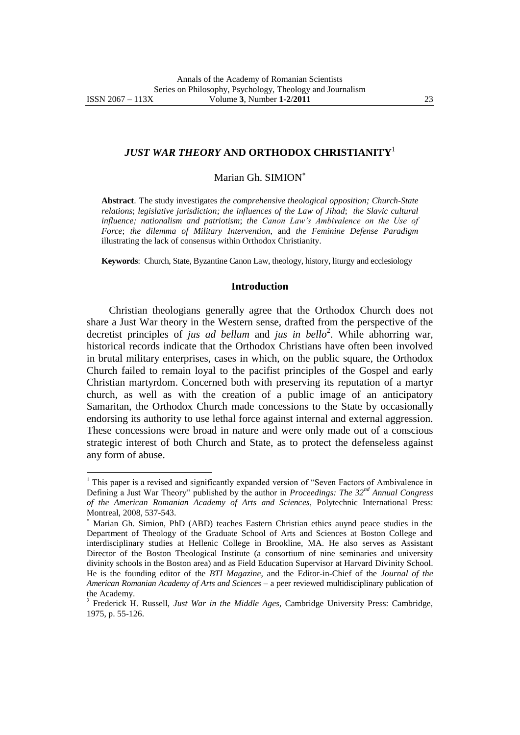# *JUST WAR THEORY* AND ORTHODOX CHRISTIANITY[1]

Marian Gh. SIMION[*]

**Abstract**. The study investigates *the comprehensive theological opposition; Church-State relations*; *legislative jurisdiction; the influences of the Law of Jihad*; *the Slavic cultural influence; nationalism and patriotism*; *the Canon Law's Ambivalence on the Use of Force*; *the dilemma of Military Intervention*, and *the Feminine Defense Paradigm* illustrating the lack of consensus within Orthodox Christianity.

**Keywords**: Church, State, Byzantine Canon Law, theology, history, liturgy and ecclesiology

## Introduction

Christian theologians generally agree that the Orthodox Church does not share a Just War theory in the Western sense, drafted from the perspective of the decretist principles of *jus ad bellum* and *jus in bello*[2]. While abhorring war, historical records indicate that the Orthodox Christians have often been involved in brutal military enterprises, cases in which, on the public square, the Orthodox Church failed to remain loyal to the pacifist principles of the Gospel and early Christian martyrdom. Concerned both with preserving its reputation of a martyr church, as well as with the creation of a public image of an anticipatory Samaritan, the Orthodox Church made concessions to the State by occasionally endorsing its authority to use lethal force against internal and external aggression. These concessions were broad in nature and were only made out of a conscious strategic interest of both Church and State, as to protect the defenseless against any form of abuse.

---

[1] This paper is a revised and significantly expanded version of "Seven Factors of Ambivalence in Defining a Just War Theory" published by the author in *Proceedings: The 32nd Annual Congress of the American Romanian Academy of Arts and Sciences*, Polytechnic International Press: Montreal, 2008, 537-543.

[*] Marian Gh. Simion, PhD (ABD) teaches Eastern Christian ethics auynd peace studies in the Department of Theology of the Graduate School of Arts and Sciences at Boston College and interdisciplinary studies at Hellenic College in Brookline, MA. He also serves as Assistant Director of the Boston Theological Institute (a consortium of nine seminaries and university divinity schools in the Boston area) and as Field Education Supervisor at Harvard Divinity School. He is the founding editor of the *BTI Magazine*, and the Editor-in-Chief of the *Journal of the American Romanian Academy of Arts and Sciences* – a peer reviewed multidisciplinary publication of the Academy.

[2] Frederick H. Russell, *Just War in the Middle Ages*, Cambridge University Press: Cambridge, 1975, p. 55-126.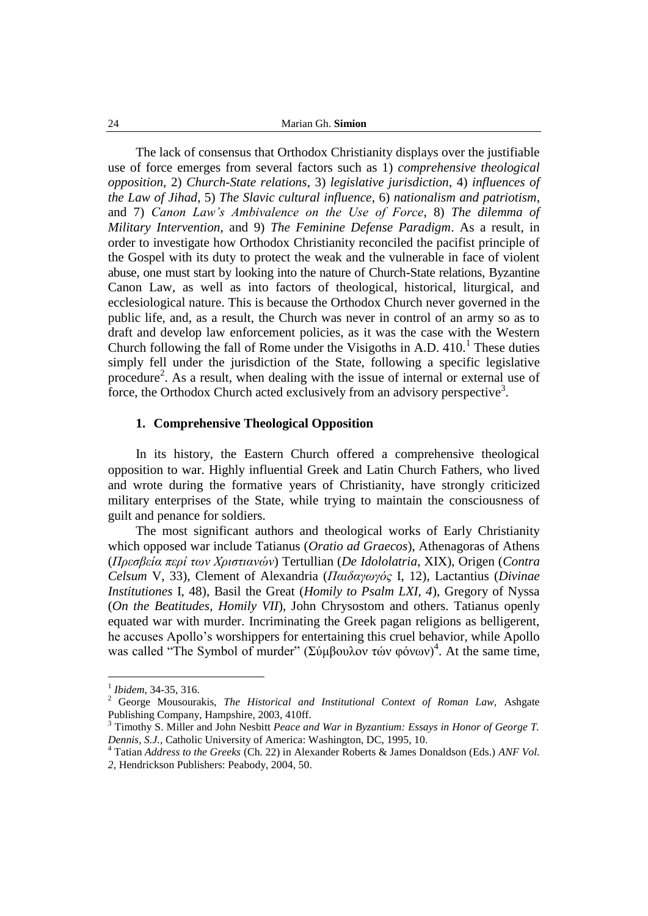The lack of consensus that Orthodox Christianity displays over the justifiable use of force emerges from several factors such as 1) *comprehensive theological opposition*, 2) *Church-State relations*, 3) *legislative jurisdiction*, 4) *influences of the Law of Jihad*, 5) *The Slavic cultural influence*, 6) *nationalism and patriotism*, and 7) *Canon Law's Ambivalence on the Use of Force*, 8) *The dilemma of Military Intervention*, and 9) *The Feminine Defense Paradigm*. As a result, in order to investigate how Orthodox Christianity reconciled the pacifist principle of the Gospel with its duty to protect the weak and the vulnerable in face of violent abuse, one must start by looking into the nature of Church-State relations, Byzantine Canon Law, as well as into factors of theological, historical, liturgical, and ecclesiological nature. This is because the Orthodox Church never governed in the public life, and, as a result, the Church was never in control of an army so as to draft and develop law enforcement policies, as it was the case with the Western Church following the fall of Rome under the Visigoths in A.D. 410.[1] These duties simply fell under the jurisdiction of the State, following a specific legislative procedure[2]. As a result, when dealing with the issue of internal or external use of force, the Orthodox Church acted exclusively from an advisory perspective[3].

## 1. Comprehensive Theological Opposition

In its history, the Eastern Church offered a comprehensive theological opposition to war. Highly influential Greek and Latin Church Fathers, who lived and wrote during the formative years of Christianity, have strongly criticized military enterprises of the State, while trying to maintain the consciousness of guilt and penance for soldiers.

The most significant authors and theological works of Early Christianity which opposed war include Tatianus (*Oratio ad Graecos*), Athenagoras of Athens (*Πρεσβεία περί των Χριστιανών*) Tertullian (*De Idololatria*, XIX), Origen (*Contra Celsum* V, 33), Clement of Alexandria (*Παιδαγωγός* I, 12), Lactantius (*Divinae Institutiones* I, 48), Basil the Great (*Homily to Psalm LXI, 4*), Gregory of Nyssa (*On the Beatitudes, Homily VII*), John Chrysostom and others. Tatianus openly equated war with murder. Incriminating the Greek pagan religions as belligerent, he accuses Apollo's worshippers for entertaining this cruel behavior, while Apollo was called "The Symbol of murder" (Σύμβουλον τών φόνων)[4]. At the same time,

---

[1] *Ibidem*, 34-35, 316.

[2] George Mousourakis, *The Historical and Institutional Context of Roman Law,* Ashgate Publishing Company, Hampshire, 2003, 410ff.

[3] Timothy S. Miller and John Nesbitt *Peace and War in Byzantium: Essays in Honor of George T. Dennis, S.J.*, Catholic University of America: Washington, DC, 1995, 10.

[4] Tatian *Address to the Greeks* (Ch. 22) in Alexander Roberts & James Donaldson (Eds.) *ANF Vol. 2*, Hendrickson Publishers: Peabody, 2004, 50.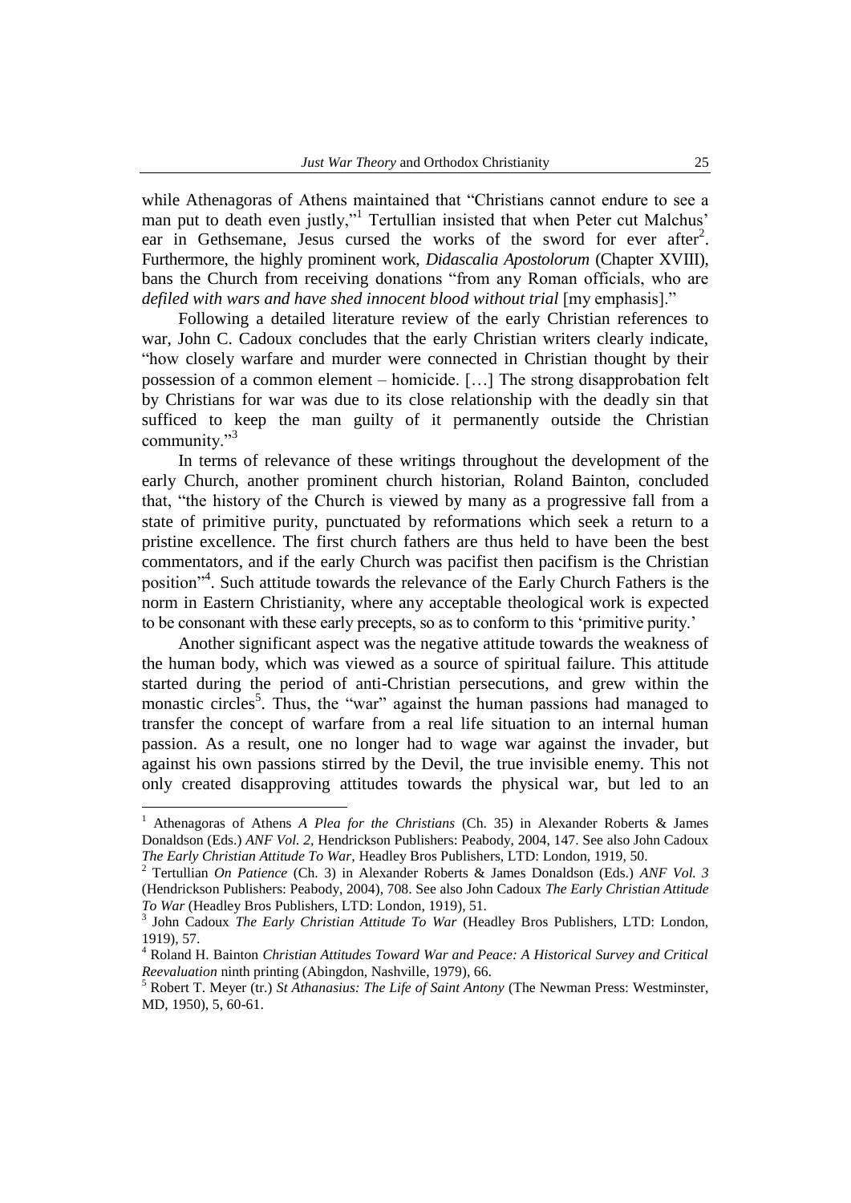while Athenagoras of Athens maintained that "Christians cannot endure to see a man put to death even justly,"[1] Tertullian insisted that when Peter cut Malchus' ear in Gethsemane, Jesus cursed the works of the sword for ever after[2]. Furthermore, the highly prominent work, *Didascalia Apostolorum* (Chapter XVIII), bans the Church from receiving donations "from any Roman officials, who are *defiled with wars and have shed innocent blood without trial* [my emphasis]."

Following a detailed literature review of the early Christian references to war, John C. Cadoux concludes that the early Christian writers clearly indicate, "how closely warfare and murder were connected in Christian thought by their possession of a common element – homicide. […] The strong disapprobation felt by Christians for war was due to its close relationship with the deadly sin that sufficed to keep the man guilty of it permanently outside the Christian community."[3]

In terms of relevance of these writings throughout the development of the early Church, another prominent church historian, Roland Bainton, concluded that, "the history of the Church is viewed by many as a progressive fall from a state of primitive purity, punctuated by reformations which seek a return to a pristine excellence. The first church fathers are thus held to have been the best commentators, and if the early Church was pacifist then pacifism is the Christian position"[4]. Such attitude towards the relevance of the Early Church Fathers is the norm in Eastern Christianity, where any acceptable theological work is expected to be consonant with these early precepts, so as to conform to this 'primitive purity.'

Another significant aspect was the negative attitude towards the weakness of the human body, which was viewed as a source of spiritual failure. This attitude started during the period of anti-Christian persecutions, and grew within the monastic circles[5]. Thus, the "war" against the human passions had managed to transfer the concept of warfare from a real life situation to an internal human passion. As a result, one no longer had to wage war against the invader, but against his own passions stirred by the Devil, the true invisible enemy. This not only created disapproving attitudes towards the physical war, but led to an

---

[1] Athenagoras of Athens *A Plea for the Christians* (Ch. 35) in Alexander Roberts & James Donaldson (Eds.) *ANF Vol. 2*, Hendrickson Publishers: Peabody, 2004, 147. See also John Cadoux *The Early Christian Attitude To War*, Headley Bros Publishers, LTD: London, 1919, 50.

[2] Tertullian *On Patience* (Ch. 3) in Alexander Roberts & James Donaldson (Eds.) *ANF Vol. 3* (Hendrickson Publishers: Peabody, 2004), 708. See also John Cadoux *The Early Christian Attitude To War* (Headley Bros Publishers, LTD: London, 1919), 51.

[3] John Cadoux *The Early Christian Attitude To War* (Headley Bros Publishers, LTD: London, 1919), 57.

[4] Roland H. Bainton *Christian Attitudes Toward War and Peace: A Historical Survey and Critical Reevaluation* ninth printing (Abingdon, Nashville, 1979), 66.

[5] Robert T. Meyer (tr.) *St Athanasius: The Life of Saint Antony* (The Newman Press: Westminster, MD, 1950), 5, 60-61.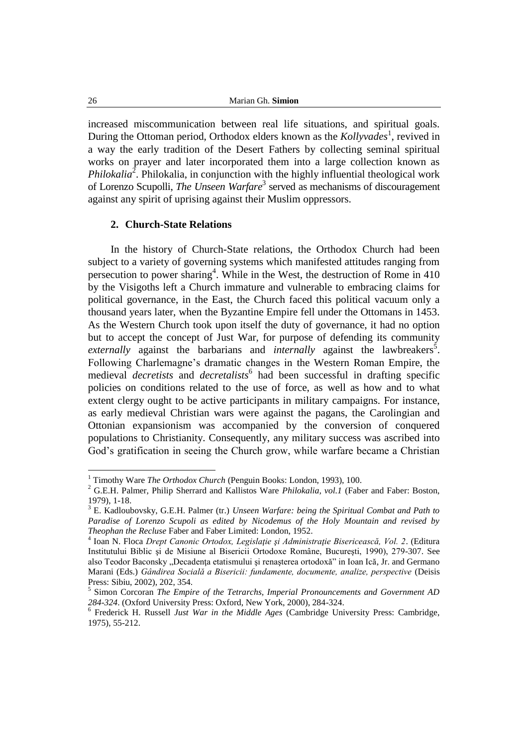increased miscommunication between real life situations, and spiritual goals. During the Ottoman period, Orthodox elders known as the *Kollyvades*[1], revived in a way the early tradition of the Desert Fathers by collecting seminal spiritual works on prayer and later incorporated them into a large collection known as *Philokalia*[2]. Philokalia, in conjunction with the highly influential theological work of Lorenzo Scupolli, *The Unseen Warfare*[3] served as mechanisms of discouragement against any spirit of uprising against their Muslim oppressors.

## 2. Church-State Relations

In the history of Church-State relations, the Orthodox Church had been subject to a variety of governing systems which manifested attitudes ranging from persecution to power sharing[4]. While in the West, the destruction of Rome in 410 by the Visigoths left a Church immature and vulnerable to embracing claims for political governance, in the East, the Church faced this political vacuum only a thousand years later, when the Byzantine Empire fell under the Ottomans in 1453. As the Western Church took upon itself the duty of governance, it had no option but to accept the concept of Just War, for purpose of defending its community *externally* against the barbarians and *internally* against the lawbreakers[5]. Following Charlemagne's dramatic changes in the Western Roman Empire, the medieval *decretists* and *decretalists*[6] had been successful in drafting specific policies on conditions related to the use of force, as well as how and to what extent clergy ought to be active participants in military campaigns. For instance, as early medieval Christian wars were against the pagans, the Carolingian and Ottonian expansionism was accompanied by the conversion of conquered populations to Christianity. Consequently, any military success was ascribed into God's gratification in seeing the Church grow, while warfare became a Christian

---

[1] Timothy Ware *The Orthodox Church* (Penguin Books: London, 1993), 100.

[2] G.E.H. Palmer, Philip Sherrard and Kallistos Ware *Philokalia, vol.1* (Faber and Faber: Boston, 1979), 1-18.

[3] E. Kadloubovsky, G.E.H. Palmer (tr.) *Unseen Warfare: being the Spiritual Combat and Path to Paradise of Lorenzo Scupoli as edited by Nicodemus of the Holy Mountain and revised by Theophan the Recluse* Faber and Faber Limited: London, 1952.

[4] Ioan N. Floca *Drept Canonic Ortodox, Legislaţie şi Administraţie Bisericească, Vol. 2*. (Editura Institutului Biblic şi de Misiune al Bisericii Ortodoxe Române, Bucureşti, 1990), 279-307. See also Teodor Baconsky „Decadenţa etatismului şi renaşterea ortodoxă" in Ioan Ică, Jr. and Germano Marani (Eds.) *Gândirea Socială a Bisericii: fundamente, documente, analize, perspective* (Deisis Press: Sibiu, 2002), 202, 354.

[5] Simon Corcoran *The Empire of the Tetrarchs, Imperial Pronouncements and Government AD 284-324*. (Oxford University Press: Oxford, New York, 2000), 284-324.

[6] Frederick H. Russell *Just War in the Middle Ages* (Cambridge University Press: Cambridge, 1975), 55-212.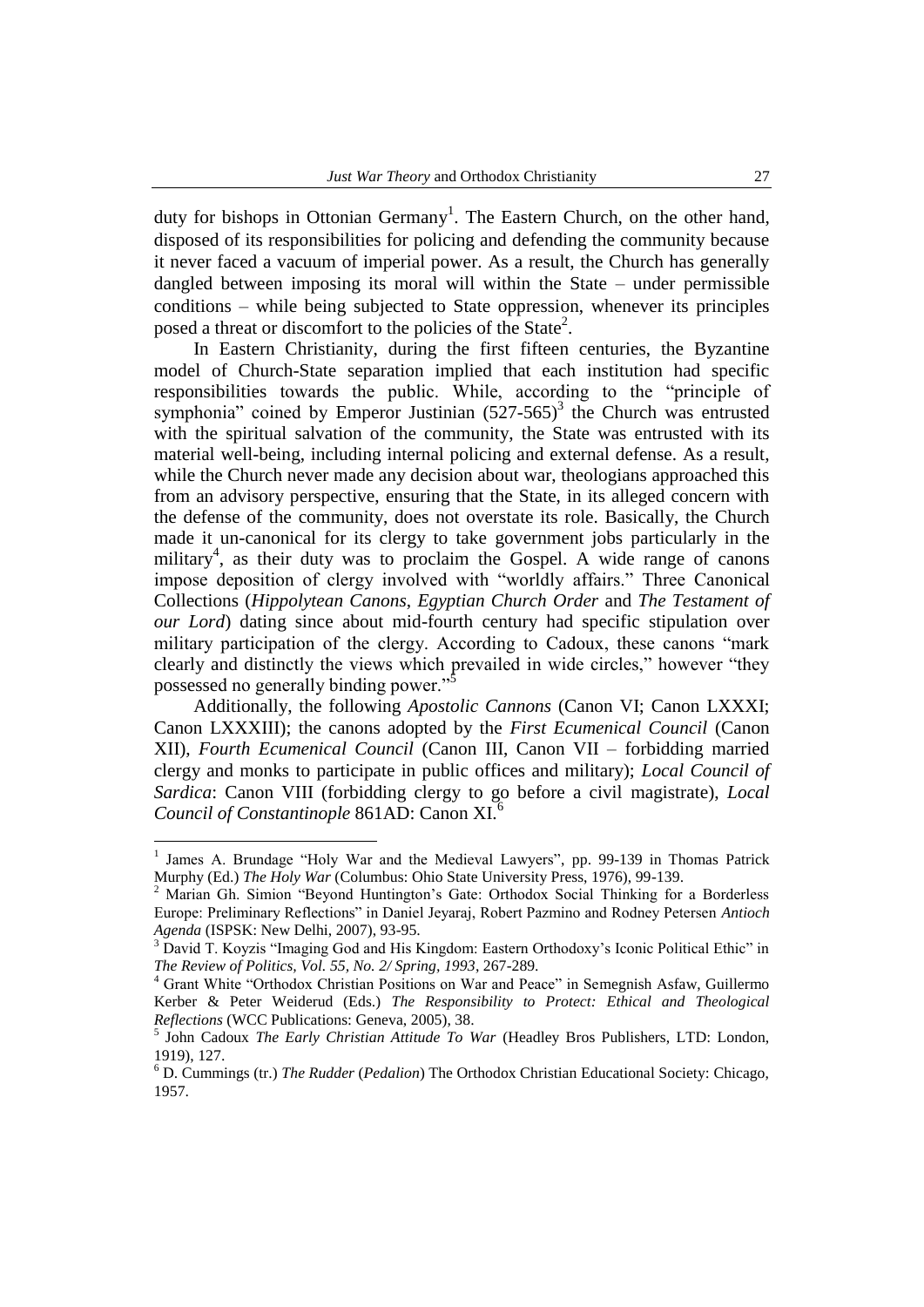duty for bishops in Ottonian Germany[1]. The Eastern Church, on the other hand, disposed of its responsibilities for policing and defending the community because it never faced a vacuum of imperial power. As a result, the Church has generally dangled between imposing its moral will within the State – under permissible conditions – while being subjected to State oppression, whenever its principles posed a threat or discomfort to the policies of the State[2].

In Eastern Christianity, during the first fifteen centuries, the Byzantine model of Church-State separation implied that each institution had specific responsibilities towards the public. While, according to the "principle of symphonia" coined by Emperor Justinian (527-565)[3] the Church was entrusted with the spiritual salvation of the community, the State was entrusted with its material well-being, including internal policing and external defense. As a result, while the Church never made any decision about war, theologians approached this from an advisory perspective, ensuring that the State, in its alleged concern with the defense of the community, does not overstate its role. Basically, the Church made it un-canonical for its clergy to take government jobs particularly in the military[4], as their duty was to proclaim the Gospel. A wide range of canons impose deposition of clergy involved with "worldly affairs." Three Canonical Collections (*Hippolytean Canons*, *Egyptian Church Order* and *The Testament of our Lord*) dating since about mid-fourth century had specific stipulation over military participation of the clergy. According to Cadoux, these canons "mark clearly and distinctly the views which prevailed in wide circles," however "they possessed no generally binding power."[5]

Additionally, the following *Apostolic Cannons* (Canon VI; Canon LXXXI; Canon LXXXIII); the canons adopted by the *First Ecumenical Council* (Canon XII), *Fourth Ecumenical Council* (Canon III, Canon VII – forbidding married clergy and monks to participate in public offices and military); *Local Council of Sardica*: Canon VIII (forbidding clergy to go before a civil magistrate), *Local Council of Constantinople* 861AD: Canon XI.[6]

---

[1] James A. Brundage "Holy War and the Medieval Lawyers", pp. 99-139 in Thomas Patrick Murphy (Ed.) *The Holy War* (Columbus: Ohio State University Press, 1976), 99-139.

[2] Marian Gh. Simion "Beyond Huntington's Gate: Orthodox Social Thinking for a Borderless Europe: Preliminary Reflections" in Daniel Jeyaraj, Robert Pazmino and Rodney Petersen *Antioch Agenda* (ISPSK: New Delhi, 2007), 93-95.

[3] David T. Koyzis "Imaging God and His Kingdom: Eastern Orthodoxy's Iconic Political Ethic" in *The Review of Politics, Vol. 55, No. 2/ Spring, 1993*, 267-289.

[4] Grant White "Orthodox Christian Positions on War and Peace" in Semegnish Asfaw, Guillermo Kerber & Peter Weiderud (Eds.) *The Responsibility to Protect: Ethical and Theological Reflections* (WCC Publications: Geneva, 2005), 38.

[5] John Cadoux *The Early Christian Attitude To War* (Headley Bros Publishers, LTD: London, 1919), 127.

[6] D. Cummings (tr.) *The Rudder* (*Pedalion*) The Orthodox Christian Educational Society: Chicago, 1957.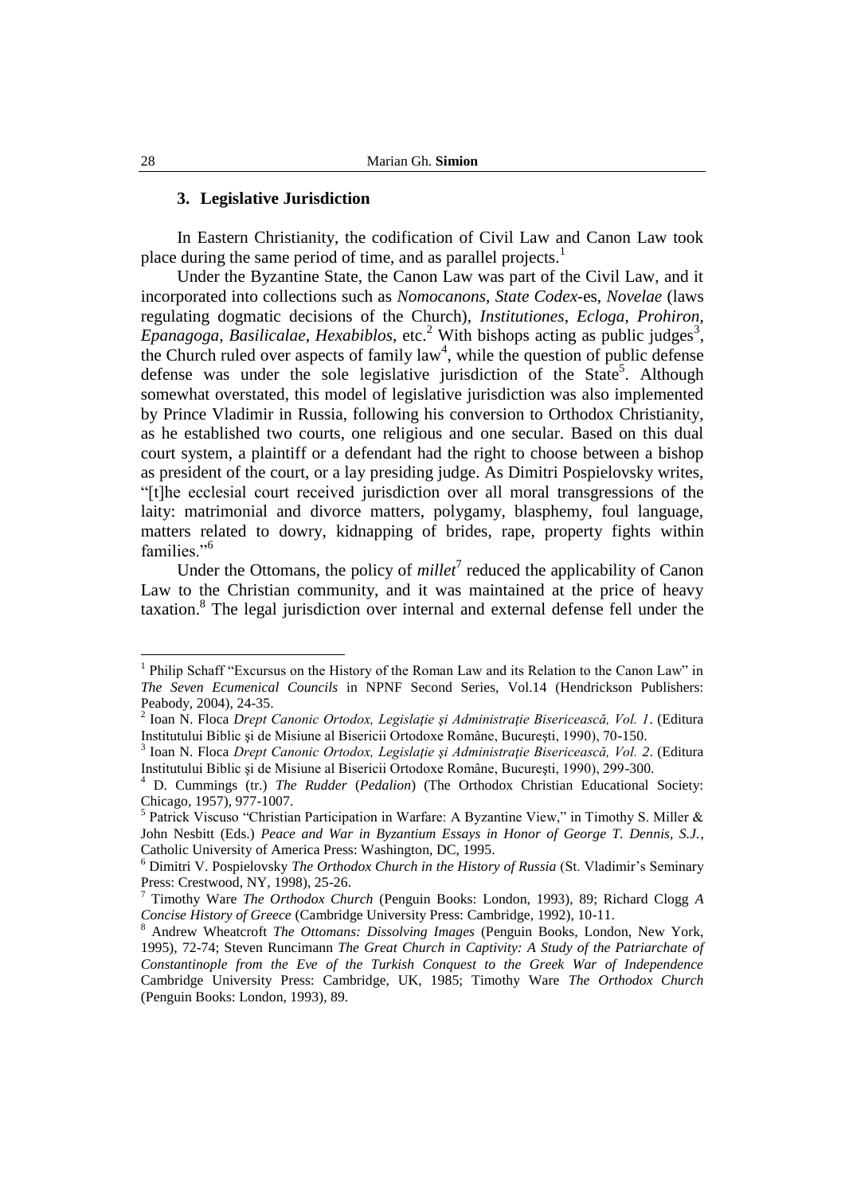### 3. Legislative Jurisdiction

In Eastern Christianity, the codification of Civil Law and Canon Law took place during the same period of time, and as parallel projects.[1]

Under the Byzantine State, the Canon Law was part of the Civil Law, and it incorporated into collections such as *Nomocanons*, *State Codex*-es, *Novelae* (laws regulating dogmatic decisions of the Church), *Institutiones*, *Ecloga*, *Prohiron*, *Epanagoga*, *Basilicalae*, *Hexabiblos*, etc.[2] With bishops acting as public judges[3], the Church ruled over aspects of family law[4], while the question of public defense defense was under the sole legislative jurisdiction of the State[5]. Although somewhat overstated, this model of legislative jurisdiction was also implemented by Prince Vladimir in Russia, following his conversion to Orthodox Christianity, as he established two courts, one religious and one secular. Based on this dual court system, a plaintiff or a defendant had the right to choose between a bishop as president of the court, or a lay presiding judge. As Dimitri Pospielovsky writes, "[t]he ecclesial court received jurisdiction over all moral transgressions of the laity: matrimonial and divorce matters, polygamy, blasphemy, foul language, matters related to dowry, kidnapping of brides, rape, property fights within families."[6]

Under the Ottomans, the policy of *millet*[7] reduced the applicability of Canon Law to the Christian community, and it was maintained at the price of heavy taxation.[8] The legal jurisdiction over internal and external defense fell under the

---

[1] Philip Schaff "Excursus on the History of the Roman Law and its Relation to the Canon Law" in *The Seven Ecumenical Councils* in NPNF Second Series, Vol.14 (Hendrickson Publishers: Peabody, 2004), 24-35.

[2] Ioan N. Floca *Drept Canonic Ortodox, Legislaţie şi Administraţie Bisericească, Vol. 1*. (Editura Institutului Biblic şi de Misiune al Bisericii Ortodoxe Române, Bucureşti, 1990), 70-150.

[3] Ioan N. Floca *Drept Canonic Ortodox, Legislaţie şi Administraţie Bisericească, Vol. 2*. (Editura Institutului Biblic şi de Misiune al Bisericii Ortodoxe Române, Bucureşti, 1990), 299-300.

[4] D. Cummings (tr.) *The Rudder* (*Pedalion*) (The Orthodox Christian Educational Society: Chicago, 1957), 977-1007.

[5] Patrick Viscuso "Christian Participation in Warfare: A Byzantine View," in Timothy S. Miller & John Nesbitt (Eds.) *Peace and War in Byzantium Essays in Honor of George T. Dennis, S.J.*, Catholic University of America Press: Washington, DC, 1995.

[6] Dimitri V. Pospielovsky *The Orthodox Church in the History of Russia* (St. Vladimir's Seminary Press: Crestwood, NY, 1998), 25-26.

[7] Timothy Ware *The Orthodox Church* (Penguin Books: London, 1993), 89; Richard Clogg *A Concise History of Greece* (Cambridge University Press: Cambridge, 1992), 10-11.

[8] Andrew Wheatcroft *The Ottomans: Dissolving Images* (Penguin Books, London, New York, 1995), 72-74; Steven Runcimann *The Great Church in Captivity: A Study of the Patriarchate of Constantinople from the Eve of the Turkish Conquest to the Greek War of Independence* Cambridge University Press: Cambridge, UK, 1985; Timothy Ware *The Orthodox Church* (Penguin Books: London, 1993), 89.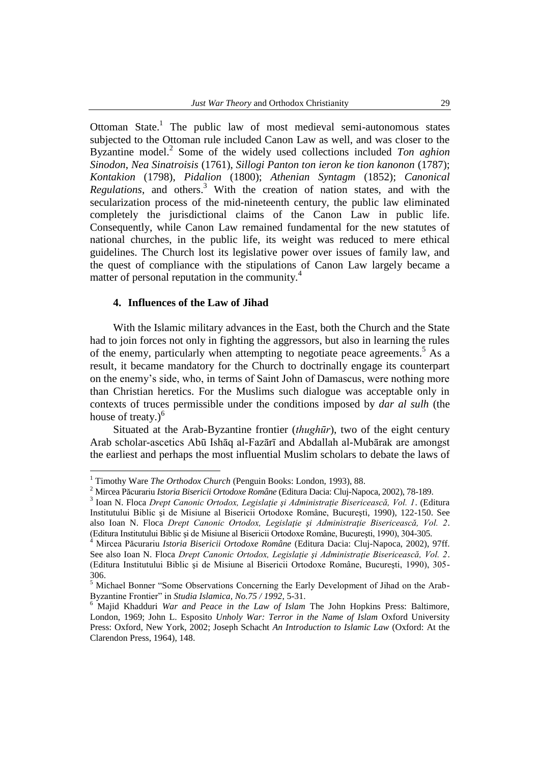Ottoman State.[1] The public law of most medieval semi-autonomous states subjected to the Ottoman rule included Canon Law as well, and was closer to the Byzantine model.[2] Some of the widely used collections included *Ton aghion Sinodon*, *Nea Sinatroisis* (1761), *Sillogi Panton ton ieron ke tion kanonon* (1787); *Kontakion* (1798), *Pidalion* (1800); *Athenian Syntagm* (1852); *Canonical Regulations*, and others.[3] With the creation of nation states, and with the secularization process of the mid-nineteenth century, the public law eliminated completely the jurisdictional claims of the Canon Law in public life. Consequently, while Canon Law remained fundamental for the new statutes of national churches, in the public life, its weight was reduced to mere ethical guidelines. The Church lost its legislative power over issues of family law, and the quest of compliance with the stipulations of Canon Law largely became a matter of personal reputation in the community.[4]

### 4. Influences of the Law of Jihad

With the Islamic military advances in the East, both the Church and the State had to join forces not only in fighting the aggressors, but also in learning the rules of the enemy, particularly when attempting to negotiate peace agreements.[5] As a result, it became mandatory for the Church to doctrinally engage its counterpart on the enemy's side, who, in terms of Saint John of Damascus, were nothing more than Christian heretics. For the Muslims such dialogue was acceptable only in contexts of truces permissible under the conditions imposed by *dar al sulh* (the house of treaty.)[6]

Situated at the Arab-Byzantine frontier (*thughūr*), two of the eight century Arab scholar-ascetics Abū Ishāq al-Fazārī and Abdallah al-Mubārak are amongst the earliest and perhaps the most influential Muslim scholars to debate the laws of

---

[1] Timothy Ware *The Orthodox Church* (Penguin Books: London, 1993), 88.

[2] Mircea Păcurariu *Istoria Bisericii Ortodoxe Române* (Editura Dacia: Cluj-Napoca, 2002), 78-189.

[3] Ioan N. Floca *Drept Canonic Ortodox, Legislaţie şi Administraţie Bisericească, Vol. 1*. (Editura Institutului Biblic şi de Misiune al Bisericii Ortodoxe Române, Bucureşti, 1990), 122-150. See also Ioan N. Floca *Drept Canonic Ortodox, Legislaţie şi Administraţie Bisericească, Vol. 2*. (Editura Institutului Biblic şi de Misiune al Bisericii Ortodoxe Române, Bucureşti, 1990), 304-305.

[4] Mircea Păcurariu *Istoria Bisericii Ortodoxe Române* (Editura Dacia: Cluj-Napoca, 2002), 97ff. See also Ioan N. Floca *Drept Canonic Ortodox, Legislaţie şi Administraţie Bisericească, Vol. 2*. (Editura Institutului Biblic şi de Misiune al Bisericii Ortodoxe Române, Bucureşti, 1990), 305-306.

[5] Michael Bonner "Some Observations Concerning the Early Development of Jihad on the Arab-Byzantine Frontier" in *Studia Islamica, No.75 / 1992*, 5-31.

[6] Majid Khadduri *War and Peace in the Law of Islam* The John Hopkins Press: Baltimore, London, 1969; John L. Esposito *Unholy War: Terror in the Name of Islam* Oxford University Press: Oxford, New York, 2002; Joseph Schacht *An Introduction to Islamic Law* (Oxford: At the Clarendon Press, 1964), 148.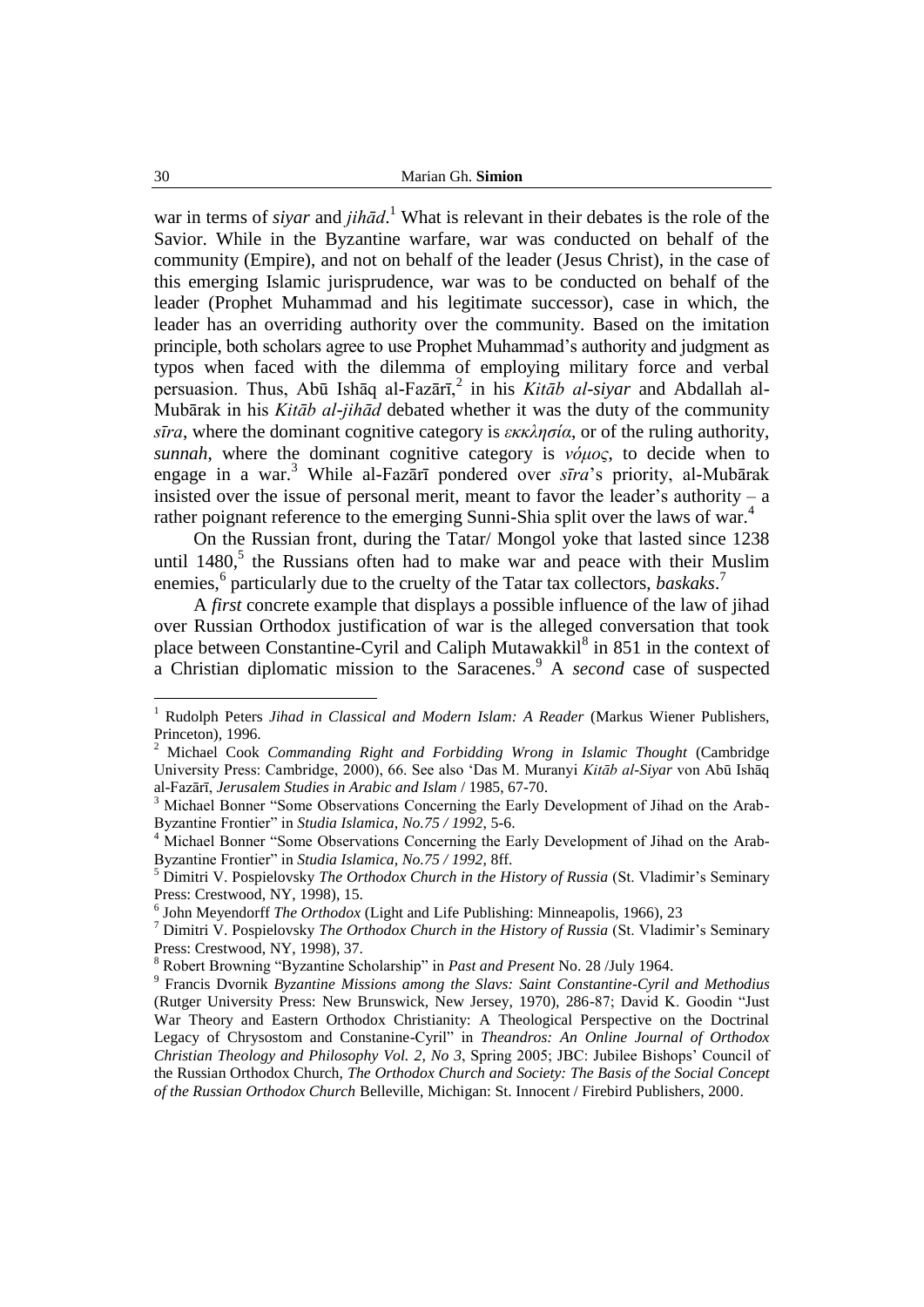war in terms of *siyar* and *jihād*.[1] What is relevant in their debates is the role of the Savior. While in the Byzantine warfare, war was conducted on behalf of the community (Empire), and not on behalf of the leader (Jesus Christ), in the case of this emerging Islamic jurisprudence, war was to be conducted on behalf of the leader (Prophet Muhammad and his legitimate successor), case in which, the leader has an overriding authority over the community. Based on the imitation principle, both scholars agree to use Prophet Muhammad's authority and judgment as typos when faced with the dilemma of employing military force and verbal persuasion. Thus, Abū Ishāq al-Fazārī,[2] in his *Kitāb al-siyar* and Abdallah al-Mubārak in his *Kitāb al-jihād* debated whether it was the duty of the community *sīra*, where the dominant cognitive category is *εκκλησία*, or of the ruling authority, *sunnah*, where the dominant cognitive category is *νόμος*, to decide when to engage in a war.[3] While al-Fazārī pondered over *sīra*'s priority, al-Mubārak insisted over the issue of personal merit, meant to favor the leader's authority – a rather poignant reference to the emerging Sunni-Shia split over the laws of war.[4]

On the Russian front, during the Tatar/ Mongol yoke that lasted since 1238 until 1480,[5] the Russians often had to make war and peace with their Muslim enemies,[6] particularly due to the cruelty of the Tatar tax collectors, *baskaks*.[7]

A *first* concrete example that displays a possible influence of the law of jihad over Russian Orthodox justification of war is the alleged conversation that took place between Constantine-Cyril and Caliph Mutawakkil[8] in 851 in the context of a Christian diplomatic mission to the Saracenes.[9] A *second* case of suspected

---

[1] Rudolph Peters *Jihad in Classical and Modern Islam: A Reader* (Markus Wiener Publishers, Princeton), 1996.

[2] Michael Cook *Commanding Right and Forbidding Wrong in Islamic Thought* (Cambridge University Press: Cambridge, 2000), 66. See also 'Das M. Muranyi *Kitāb al-Siyar* von Abū Ishāq al-Fazārī, *Jerusalem Studies in Arabic and Islam* / 1985, 67-70.

[3] Michael Bonner "Some Observations Concerning the Early Development of Jihad on the Arab-Byzantine Frontier" in *Studia Islamica, No.75 / 1992*, 5-6.

[4] Michael Bonner "Some Observations Concerning the Early Development of Jihad on the Arab-Byzantine Frontier" in *Studia Islamica, No.75 / 1992*, 8ff.

[5] Dimitri V. Pospielovsky *The Orthodox Church in the History of Russia* (St. Vladimir's Seminary Press: Crestwood, NY, 1998), 15.

[6] John Meyendorff *The Orthodox* (Light and Life Publishing: Minneapolis, 1966), 23

[7] Dimitri V. Pospielovsky *The Orthodox Church in the History of Russia* (St. Vladimir's Seminary Press: Crestwood, NY, 1998), 37.

[8] Robert Browning "Byzantine Scholarship" in *Past and Present* No. 28 /July 1964.

[9] Francis Dvornik *Byzantine Missions among the Slavs: Saint Constantine-Cyril and Methodius* (Rutger University Press: New Brunswick, New Jersey, 1970), 286-87; David K. Goodin "Just War Theory and Eastern Orthodox Christianity: A Theological Perspective on the Doctrinal Legacy of Chrysostom and Constanine-Cyril" in *Theandros: An Online Journal of Orthodox Christian Theology and Philosophy Vol. 2, No 3*, Spring 2005; JBC: Jubilee Bishops' Council of the Russian Orthodox Church, *The Orthodox Church and Society: The Basis of the Social Concept of the Russian Orthodox Church* Belleville, Michigan: St. Innocent / Firebird Publishers, 2000.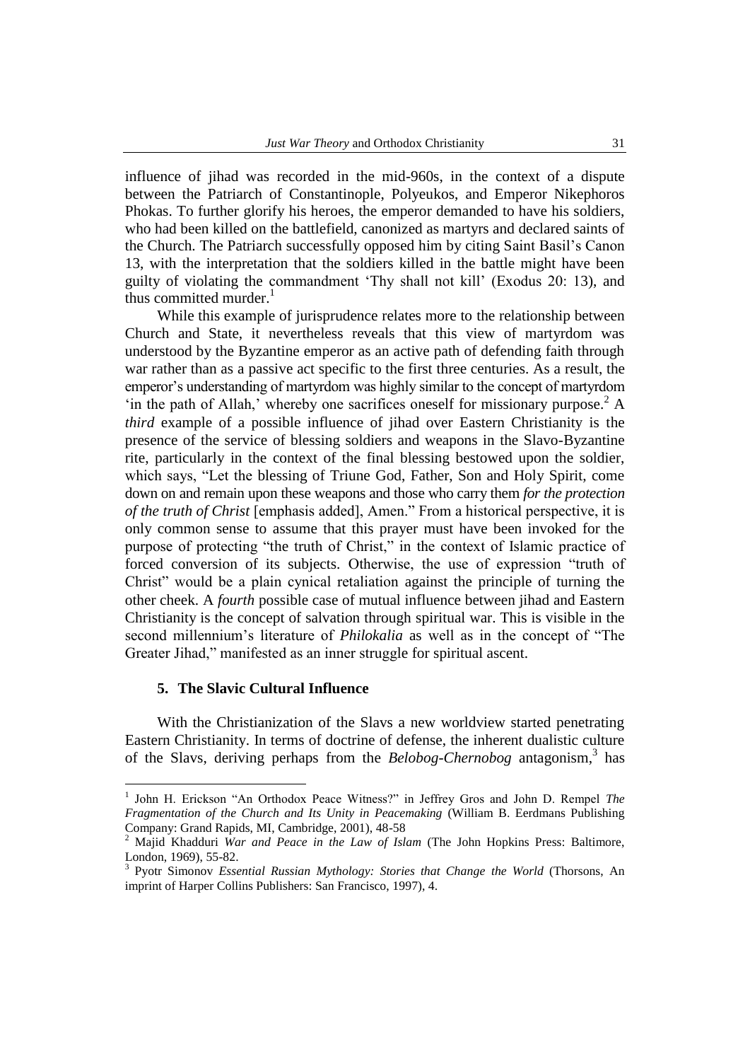influence of jihad was recorded in the mid-960s, in the context of a dispute between the Patriarch of Constantinople, Polyeukos, and Emperor Nikephoros Phokas. To further glorify his heroes, the emperor demanded to have his soldiers, who had been killed on the battlefield, canonized as martyrs and declared saints of the Church. The Patriarch successfully opposed him by citing Saint Basil's Canon 13, with the interpretation that the soldiers killed in the battle might have been guilty of violating the commandment 'Thy shall not kill' (Exodus 20: 13), and thus committed murder.[1]

While this example of jurisprudence relates more to the relationship between Church and State, it nevertheless reveals that this view of martyrdom was understood by the Byzantine emperor as an active path of defending faith through war rather than as a passive act specific to the first three centuries. As a result, the emperor's understanding of martyrdom was highly similar to the concept of martyrdom 'in the path of Allah,' whereby one sacrifices oneself for missionary purpose.[2] A *third* example of a possible influence of jihad over Eastern Christianity is the presence of the service of blessing soldiers and weapons in the Slavo-Byzantine rite, particularly in the context of the final blessing bestowed upon the soldier, which says, "Let the blessing of Triune God, Father, Son and Holy Spirit, come down on and remain upon these weapons and those who carry them *for the protection of the truth of Christ* [emphasis added], Amen." From a historical perspective, it is only common sense to assume that this prayer must have been invoked for the purpose of protecting "the truth of Christ," in the context of Islamic practice of forced conversion of its subjects. Otherwise, the use of expression "truth of Christ" would be a plain cynical retaliation against the principle of turning the other cheek. A *fourth* possible case of mutual influence between jihad and Eastern Christianity is the concept of salvation through spiritual war. This is visible in the second millennium's literature of *Philokalia* as well as in the concept of "The Greater Jihad," manifested as an inner struggle for spiritual ascent.

## 5. The Slavic Cultural Influence

With the Christianization of the Slavs a new worldview started penetrating Eastern Christianity. In terms of doctrine of defense, the inherent dualistic culture of the Slavs, deriving perhaps from the *Belobog-Chernobog* antagonism,[3] has

---

[1] John H. Erickson "An Orthodox Peace Witness?" in Jeffrey Gros and John D. Rempel *The Fragmentation of the Church and Its Unity in Peacemaking* (William B. Eerdmans Publishing Company: Grand Rapids, MI, Cambridge, 2001), 48-58

[2] Majid Khadduri *War and Peace in the Law of Islam* (The John Hopkins Press: Baltimore, London, 1969), 55-82.

[3] Pyotr Simonov *Essential Russian Mythology: Stories that Change the World* (Thorsons, An imprint of Harper Collins Publishers: San Francisco, 1997), 4.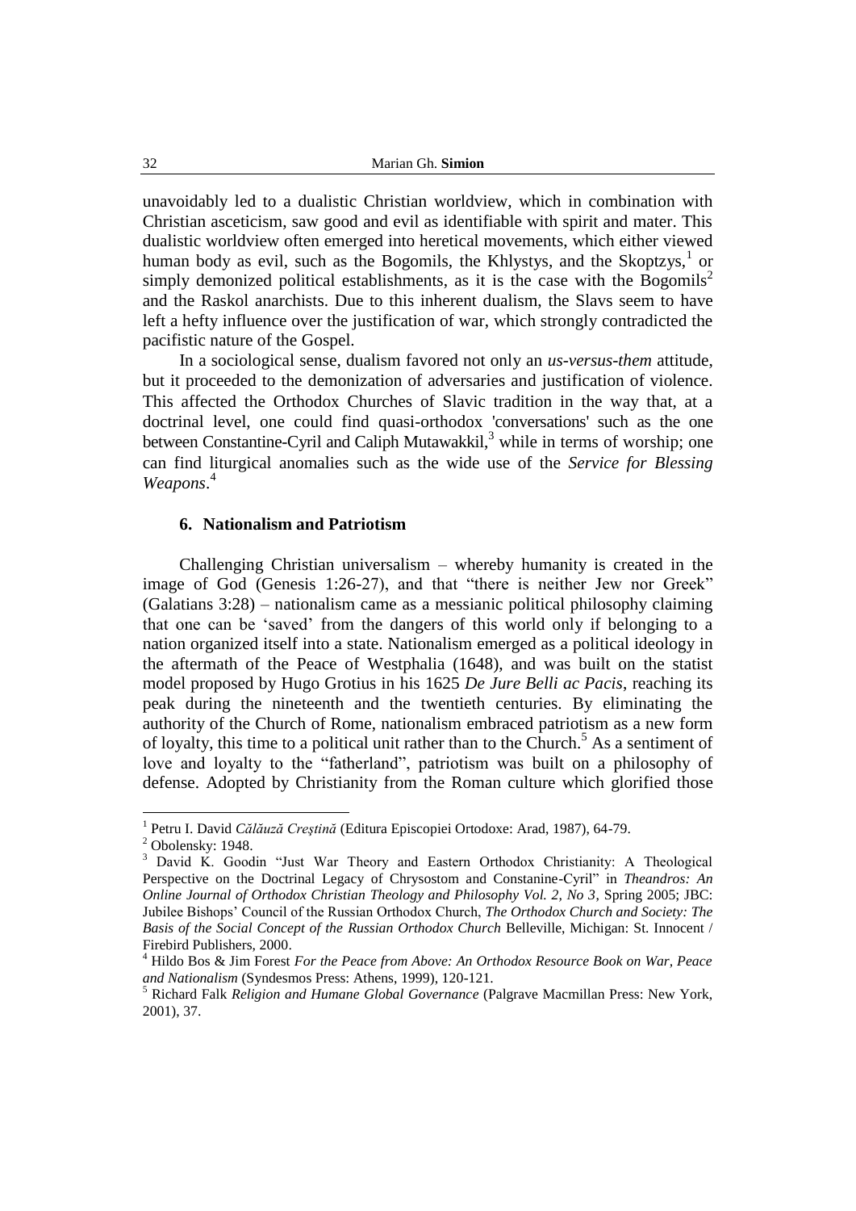unavoidably led to a dualistic Christian worldview, which in combination with Christian asceticism, saw good and evil as identifiable with spirit and mater. This dualistic worldview often emerged into heretical movements, which either viewed human body as evil, such as the Bogomils, the Khlystys, and the Skoptzys,[1] or simply demonized political establishments, as it is the case with the Bogomils[2] and the Raskol anarchists. Due to this inherent dualism, the Slavs seem to have left a hefty influence over the justification of war, which strongly contradicted the pacifistic nature of the Gospel.

In a sociological sense, dualism favored not only an *us-versus-them* attitude, but it proceeded to the demonization of adversaries and justification of violence. This affected the Orthodox Churches of Slavic tradition in the way that, at a doctrinal level, one could find quasi-orthodox 'conversations' such as the one between Constantine-Cyril and Caliph Mutawakkil,[3] while in terms of worship; one can find liturgical anomalies such as the wide use of the *Service for Blessing Weapons*.[4]

### 6. Nationalism and Patriotism

Challenging Christian universalism – whereby humanity is created in the image of God (Genesis 1:26-27), and that "there is neither Jew nor Greek" (Galatians 3:28) – nationalism came as a messianic political philosophy claiming that one can be 'saved' from the dangers of this world only if belonging to a nation organized itself into a state. Nationalism emerged as a political ideology in the aftermath of the Peace of Westphalia (1648), and was built on the statist model proposed by Hugo Grotius in his 1625 *De Jure Belli ac Pacis*, reaching its peak during the nineteenth and the twentieth centuries. By eliminating the authority of the Church of Rome, nationalism embraced patriotism as a new form of loyalty, this time to a political unit rather than to the Church.[5] As a sentiment of love and loyalty to the "fatherland", patriotism was built on a philosophy of defense. Adopted by Christianity from the Roman culture which glorified those

---

[1] Petru I. David *Călăuză Creştină* (Editura Episcopiei Ortodoxe: Arad, 1987), 64-79.

[2] Obolensky: 1948.

[3] David K. Goodin "Just War Theory and Eastern Orthodox Christianity: A Theological Perspective on the Doctrinal Legacy of Chrysostom and Constanine-Cyril" in *Theandros: An Online Journal of Orthodox Christian Theology and Philosophy Vol. 2, No 3*, Spring 2005; JBC: Jubilee Bishops' Council of the Russian Orthodox Church, *The Orthodox Church and Society: The Basis of the Social Concept of the Russian Orthodox Church* Belleville, Michigan: St. Innocent / Firebird Publishers, 2000.

[4] Hildo Bos & Jim Forest *For the Peace from Above: An Orthodox Resource Book on War, Peace and Nationalism* (Syndesmos Press: Athens, 1999), 120-121.

[5] Richard Falk *Religion and Humane Global Governance* (Palgrave Macmillan Press: New York, 2001), 37.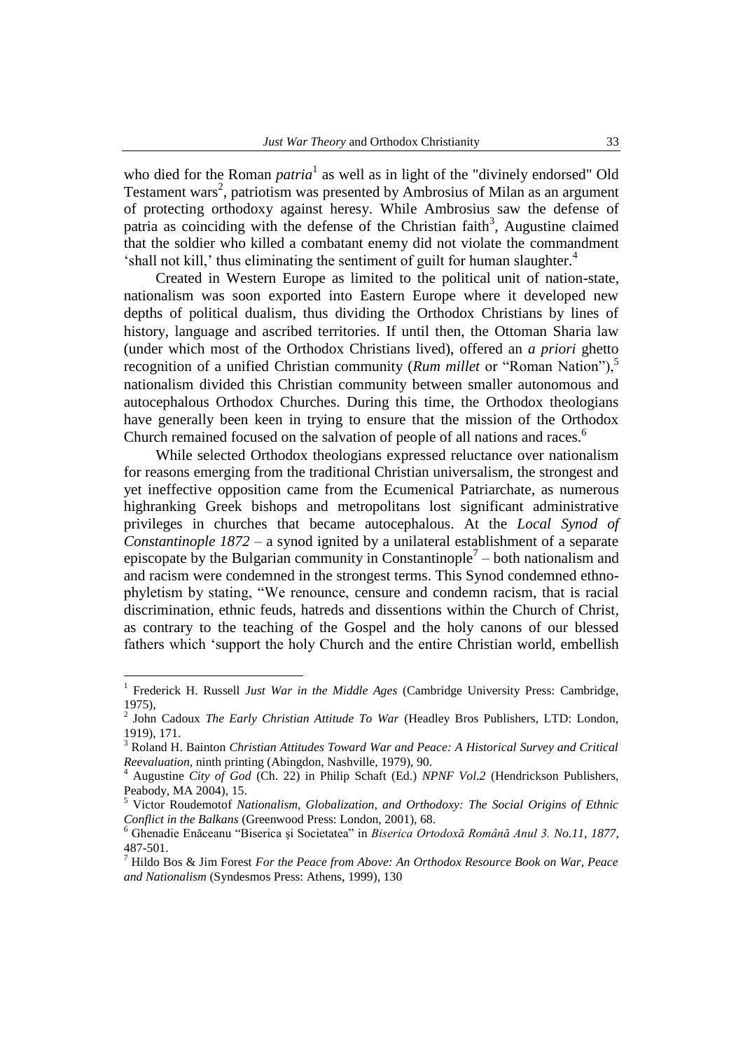who died for the Roman *patria*[1] as well as in light of the "divinely endorsed" Old Testament wars[2], patriotism was presented by Ambrosius of Milan as an argument of protecting orthodoxy against heresy. While Ambrosius saw the defense of patria as coinciding with the defense of the Christian faith[3], Augustine claimed that the soldier who killed a combatant enemy did not violate the commandment 'shall not kill,' thus eliminating the sentiment of guilt for human slaughter.[4]

Created in Western Europe as limited to the political unit of nation-state, nationalism was soon exported into Eastern Europe where it developed new depths of political dualism, thus dividing the Orthodox Christians by lines of history, language and ascribed territories. If until then, the Ottoman Sharia law (under which most of the Orthodox Christians lived), offered an *a priori* ghetto recognition of a unified Christian community (*Rum millet* or "Roman Nation"),[5] nationalism divided this Christian community between smaller autonomous and autocephalous Orthodox Churches. During this time, the Orthodox theologians have generally been keen in trying to ensure that the mission of the Orthodox Church remained focused on the salvation of people of all nations and races.[6]

While selected Orthodox theologians expressed reluctance over nationalism for reasons emerging from the traditional Christian universalism, the strongest and yet ineffective opposition came from the Ecumenical Patriarchate, as numerous highranking Greek bishops and metropolitans lost significant administrative privileges in churches that became autocephalous. At the *Local Synod of Constantinople 1872* – a synod ignited by a unilateral establishment of a separate episcopate by the Bulgarian community in Constantinople[7] – both nationalism and and racism were condemned in the strongest terms. This Synod condemned ethno-phyletism by stating, "We renounce, censure and condemn racism, that is racial discrimination, ethnic feuds, hatreds and dissentions within the Church of Christ, as contrary to the teaching of the Gospel and the holy canons of our blessed fathers which 'support the holy Church and the entire Christian world, embellish

---

[1] Frederick H. Russell *Just War in the Middle Ages* (Cambridge University Press: Cambridge, 1975),

[2] John Cadoux *The Early Christian Attitude To War* (Headley Bros Publishers, LTD: London, 1919), 171.

[3] Roland H. Bainton *Christian Attitudes Toward War and Peace: A Historical Survey and Critical Reevaluation*, ninth printing (Abingdon, Nashville, 1979), 90.

[4] Augustine *City of God* (Ch. 22) in Philip Schaft (Ed.) *NPNF Vol.2* (Hendrickson Publishers, Peabody, MA 2004), 15.

[5] Victor Roudemotof *Nationalism, Globalization, and Orthodoxy: The Social Origins of Ethnic Conflict in the Balkans* (Greenwood Press: London, 2001), 68.

[6] Ghenadie Enăceanu "Biserica şi Societatea" in *Biserica Ortodoxă Română Anul 3. No.11, 1877*, 487-501.

[7] Hildo Bos & Jim Forest *For the Peace from Above: An Orthodox Resource Book on War, Peace and Nationalism* (Syndesmos Press: Athens, 1999), 130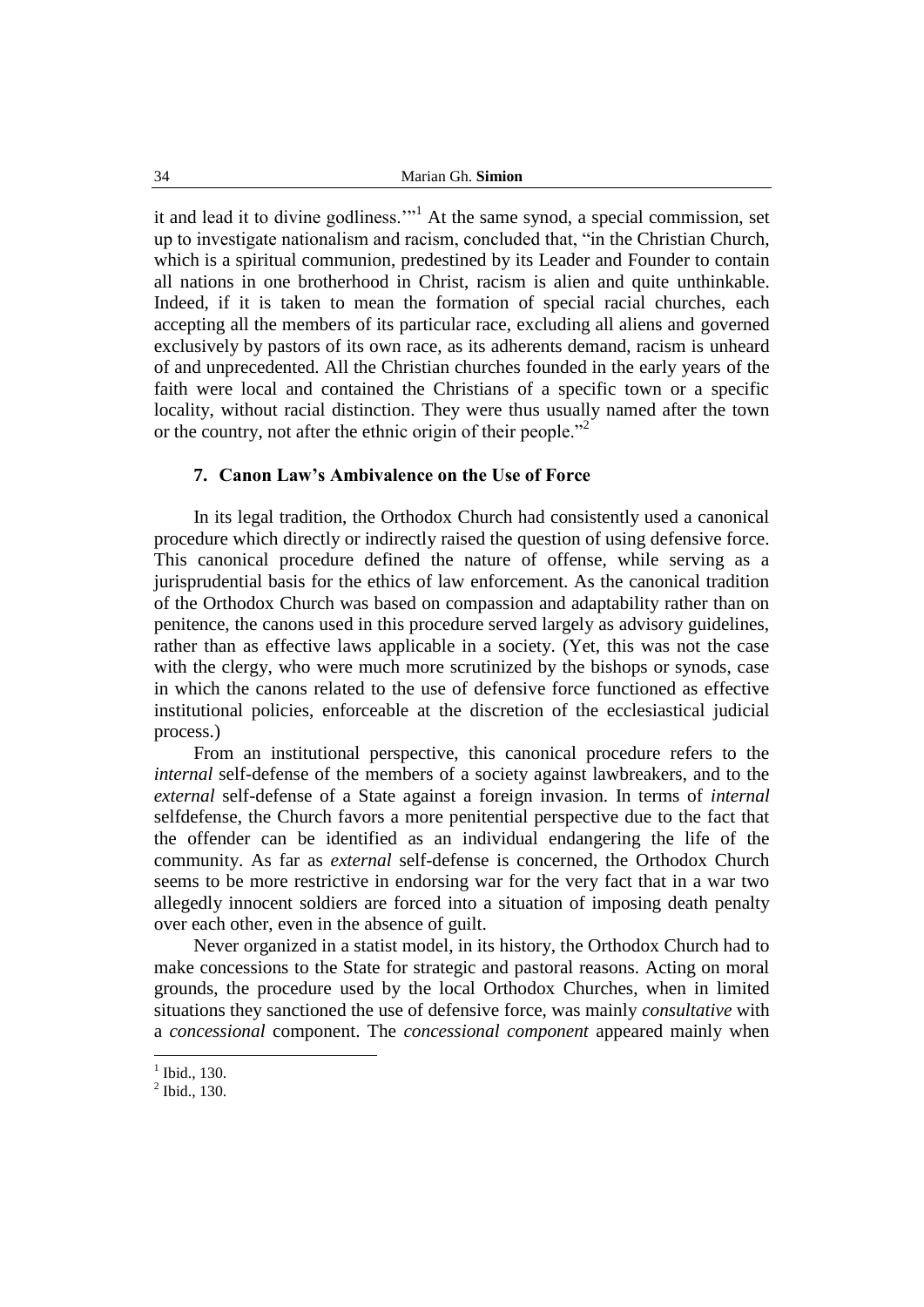it and lead it to divine godliness.'"[1] At the same synod, a special commission, set up to investigate nationalism and racism, concluded that, "in the Christian Church, which is a spiritual communion, predestined by its Leader and Founder to contain all nations in one brotherhood in Christ, racism is alien and quite unthinkable. Indeed, if it is taken to mean the formation of special racial churches, each accepting all the members of its particular race, excluding all aliens and governed exclusively by pastors of its own race, as its adherents demand, racism is unheard of and unprecedented. All the Christian churches founded in the early years of the faith were local and contained the Christians of a specific town or a specific locality, without racial distinction. They were thus usually named after the town or the country, not after the ethnic origin of their people."[2]

## 7. Canon Law's Ambivalence on the Use of Force

In its legal tradition, the Orthodox Church had consistently used a canonical procedure which directly or indirectly raised the question of using defensive force. This canonical procedure defined the nature of offense, while serving as a jurisprudential basis for the ethics of law enforcement. As the canonical tradition of the Orthodox Church was based on compassion and adaptability rather than on penitence, the canons used in this procedure served largely as advisory guidelines, rather than as effective laws applicable in a society. (Yet, this was not the case with the clergy, who were much more scrutinized by the bishops or synods, case in which the canons related to the use of defensive force functioned as effective institutional policies, enforceable at the discretion of the ecclesiastical judicial process.)

From an institutional perspective, this canonical procedure refers to the *internal* self-defense of the members of a society against lawbreakers, and to the *external* self-defense of a State against a foreign invasion. In terms of *internal* selfdefense, the Church favors a more penitential perspective due to the fact that the offender can be identified as an individual endangering the life of the community. As far as *external* self-defense is concerned, the Orthodox Church seems to be more restrictive in endorsing war for the very fact that in a war two allegedly innocent soldiers are forced into a situation of imposing death penalty over each other, even in the absence of guilt.

Never organized in a statist model, in its history, the Orthodox Church had to make concessions to the State for strategic and pastoral reasons. Acting on moral grounds, the procedure used by the local Orthodox Churches, when in limited situations they sanctioned the use of defensive force, was mainly *consultative* with a *concessional* component. The *concessional component* appeared mainly when

[1] Ibid., 130.

[2] Ibid., 130.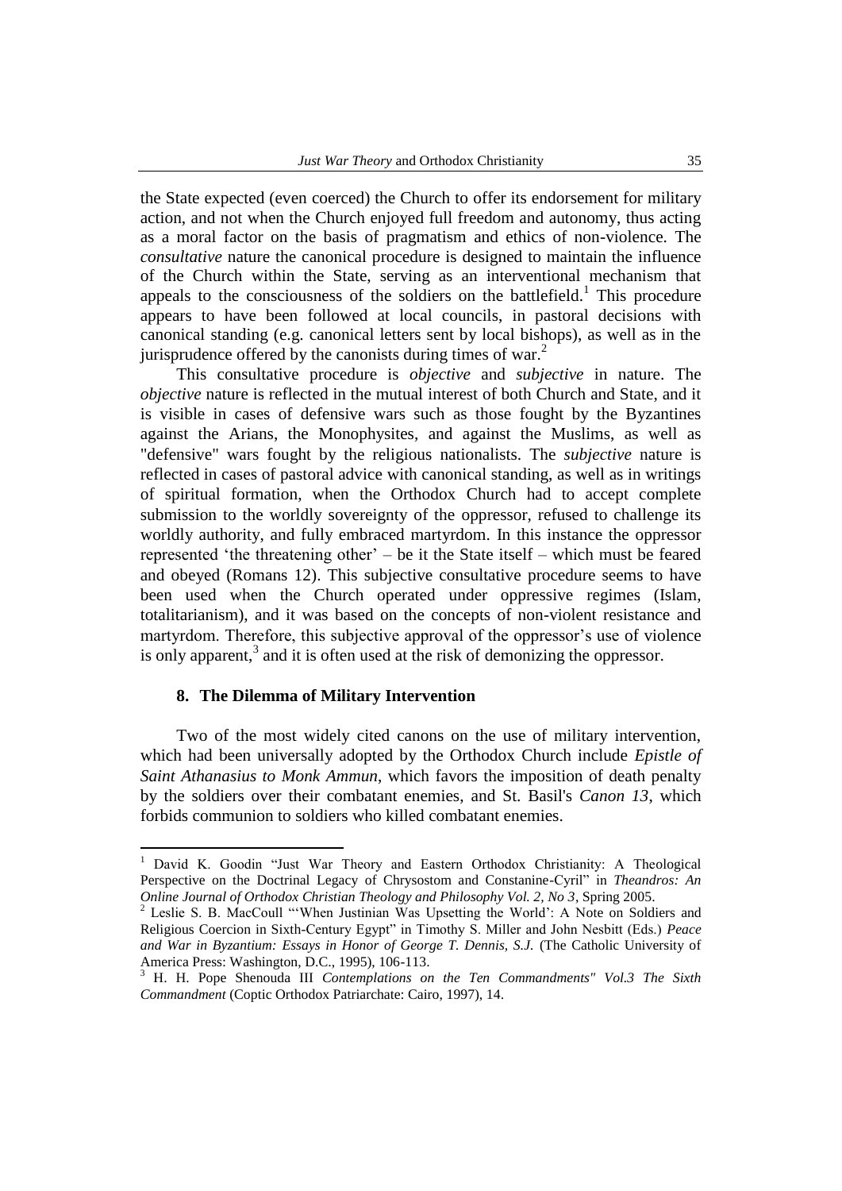the State expected (even coerced) the Church to offer its endorsement for military action, and not when the Church enjoyed full freedom and autonomy, thus acting as a moral factor on the basis of pragmatism and ethics of non-violence. The *consultative* nature the canonical procedure is designed to maintain the influence of the Church within the State, serving as an interventional mechanism that appeals to the consciousness of the soldiers on the battlefield.[1] This procedure appears to have been followed at local councils, in pastoral decisions with canonical standing (e.g. canonical letters sent by local bishops), as well as in the jurisprudence offered by the canonists during times of war.[2]

This consultative procedure is *objective* and *subjective* in nature. The *objective* nature is reflected in the mutual interest of both Church and State, and it is visible in cases of defensive wars such as those fought by the Byzantines against the Arians, the Monophysites, and against the Muslims, as well as "defensive" wars fought by the religious nationalists. The *subjective* nature is reflected in cases of pastoral advice with canonical standing, as well as in writings of spiritual formation, when the Orthodox Church had to accept complete submission to the worldly sovereignty of the oppressor, refused to challenge its worldly authority, and fully embraced martyrdom. In this instance the oppressor represented 'the threatening other' – be it the State itself – which must be feared and obeyed (Romans 12). This subjective consultative procedure seems to have been used when the Church operated under oppressive regimes (Islam, totalitarianism), and it was based on the concepts of non-violent resistance and martyrdom. Therefore, this subjective approval of the oppressor's use of violence is only apparent,[3] and it is often used at the risk of demonizing the oppressor.

### 8. The Dilemma of Military Intervention

Two of the most widely cited canons on the use of military intervention, which had been universally adopted by the Orthodox Church include *Epistle of Saint Athanasius to Monk Ammun*, which favors the imposition of death penalty by the soldiers over their combatant enemies, and St. Basil's *Canon 13*, which forbids communion to soldiers who killed combatant enemies.

---

[1] David K. Goodin "Just War Theory and Eastern Orthodox Christianity: A Theological Perspective on the Doctrinal Legacy of Chrysostom and Constanine-Cyril" in *Theandros: An Online Journal of Orthodox Christian Theology and Philosophy Vol. 2, No 3*, Spring 2005.

[2] Leslie S. B. MacCoull "'When Justinian Was Upsetting the World': A Note on Soldiers and Religious Coercion in Sixth-Century Egypt" in Timothy S. Miller and John Nesbitt (Eds.) *Peace and War in Byzantium: Essays in Honor of George T. Dennis, S.J.* (The Catholic University of America Press: Washington, D.C., 1995), 106-113.

[3] H. H. Pope Shenouda III *Contemplations on the Ten Commandments" Vol.3 The Sixth Commandment* (Coptic Orthodox Patriarchate: Cairo, 1997), 14.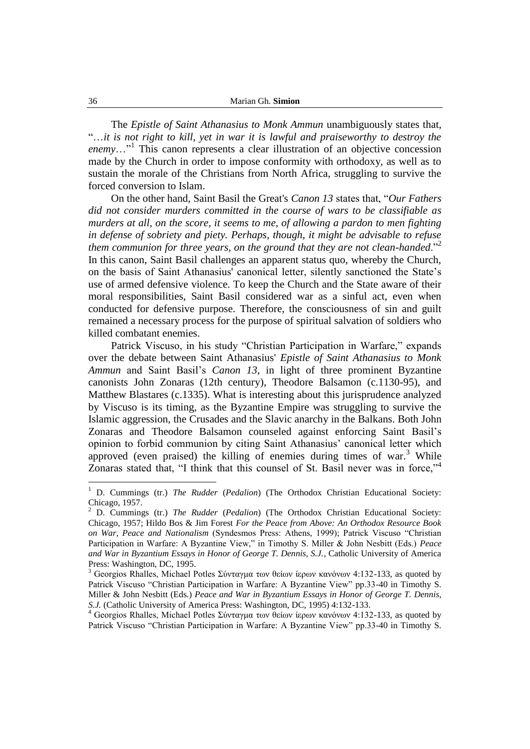The *Epistle of Saint Athanasius to Monk Ammun* unambiguously states that, "…*it is not right to kill, yet in war it is lawful and praiseworthy to destroy the enemy*…"[1] This canon represents a clear illustration of an objective concession made by the Church in order to impose conformity with orthodoxy, as well as to sustain the morale of the Christians from North Africa, struggling to survive the forced conversion to Islam.

On the other hand, Saint Basil the Great's *Canon 13* states that, "*Our Fathers did not consider murders committed in the course of wars to be classifiable as murders at all, on the score, it seems to me, of allowing a pardon to men fighting in defense of sobriety and piety. Perhaps, though, it might be advisable to refuse them communion for three years, on the ground that they are not clean-handed*."[2] In this canon, Saint Basil challenges an apparent status quo, whereby the Church, on the basis of Saint Athanasius' canonical letter, silently sanctioned the State's use of armed defensive violence. To keep the Church and the State aware of their moral responsibilities, Saint Basil considered war as a sinful act, even when conducted for defensive purpose. Therefore, the consciousness of sin and guilt remained a necessary process for the purpose of spiritual salvation of soldiers who killed combatant enemies.

Patrick Viscuso, in his study "Christian Participation in Warfare," expands over the debate between Saint Athanasius' *Epistle of Saint Athanasius to Monk Ammun* and Saint Basil's *Canon 13*, in light of three prominent Byzantine canonists John Zonaras (12th century), Theodore Balsamon (c.1130-95), and Matthew Blastares (c.1335). What is interesting about this jurisprudence analyzed by Viscuso is its timing, as the Byzantine Empire was struggling to survive the Islamic aggression, the Crusades and the Slavic anarchy in the Balkans. Both John Zonaras and Theodore Balsamon counseled against enforcing Saint Basil's opinion to forbid communion by citing Saint Athanasius' canonical letter which approved (even praised) the killing of enemies during times of war.[3] While Zonaras stated that, "I think that this counsel of St. Basil never was in force,"[4]

---

[1] D. Cummings (tr.) *The Rudder* (*Pedalion*) (The Orthodox Christian Educational Society: Chicago, 1957.

[2] D. Cummings (tr.) *The Rudder* (*Pedalion*) (The Orthodox Christian Educational Society: Chicago, 1957; Hildo Bos & Jim Forest *For the Peace from Above: An Orthodox Resource Book on War, Peace and Nationalism* (Syndesmos Press: Athens, 1999); Patrick Viscuso "Christian Participation in Warfare: A Byzantine View," in Timothy S. Miller & John Nesbitt (Eds.) *Peace and War in Byzantium Essays in Honor of George T. Dennis, S.J.*, Catholic University of America Press: Washington, DC, 1995.

[3] Georgios Rhalles, Michael Potles Σύνταγμα των θείων ίερων κανόνων 4:132-133, as quoted by Patrick Viscuso "Christian Participation in Warfare: A Byzantine View" pp.33-40 in Timothy S. Miller & John Nesbitt (Eds.) *Peace and War in Byzantium Essays in Honor of George T. Dennis, S.J.* (Catholic University of America Press: Washington, DC, 1995) 4:132-133.

[4] Georgios Rhalles, Michael Potles Σύνταγμα των θείων ίερων κανόνων 4:132-133, as quoted by Patrick Viscuso "Christian Participation in Warfare: A Byzantine View" pp.33-40 in Timothy S.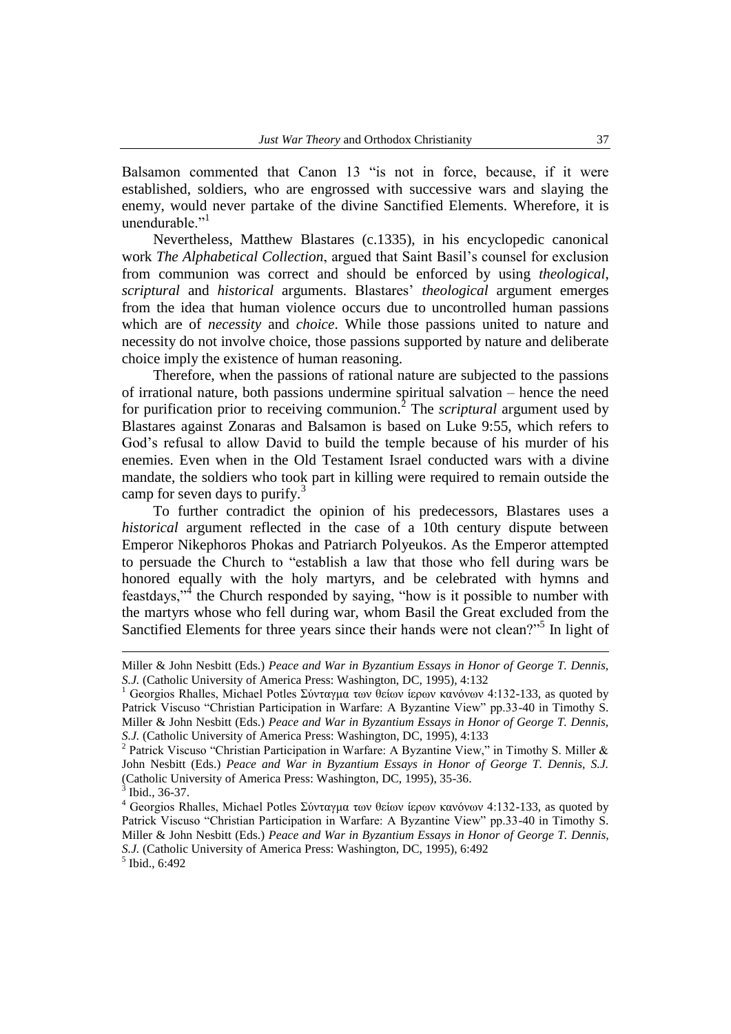Balsamon commented that Canon 13 "is not in force, because, if it were established, soldiers, who are engrossed with successive wars and slaying the enemy, would never partake of the divine Sanctified Elements. Wherefore, it is unendurable."[1]

Nevertheless, Matthew Blastares (c.1335), in his encyclopedic canonical work *The Alphabetical Collection*, argued that Saint Basil's counsel for exclusion from communion was correct and should be enforced by using *theological*, *scriptural* and *historical* arguments. Blastares' *theological* argument emerges from the idea that human violence occurs due to uncontrolled human passions which are of *necessity* and *choice*. While those passions united to nature and necessity do not involve choice, those passions supported by nature and deliberate choice imply the existence of human reasoning.

Therefore, when the passions of rational nature are subjected to the passions of irrational nature, both passions undermine spiritual salvation – hence the need for purification prior to receiving communion.[2] The *scriptural* argument used by Blastares against Zonaras and Balsamon is based on Luke 9:55, which refers to God's refusal to allow David to build the temple because of his murder of his enemies. Even when in the Old Testament Israel conducted wars with a divine mandate, the soldiers who took part in killing were required to remain outside the camp for seven days to purify.[3]

To further contradict the opinion of his predecessors, Blastares uses a *historical* argument reflected in the case of a 10th century dispute between Emperor Nikephoros Phokas and Patriarch Polyeukos. As the Emperor attempted to persuade the Church to "establish a law that those who fell during wars be honored equally with the holy martyrs, and be celebrated with hymns and feastdays,"[4] the Church responded by saying, "how is it possible to number with the martyrs whose who fell during war, whom Basil the Great excluded from the Sanctified Elements for three years since their hands were not clean?"[5] In light of

---

Miller & John Nesbitt (Eds.) *Peace and War in Byzantium Essays in Honor of George T. Dennis, S.J.* (Catholic University of America Press: Washington, DC, 1995), 4:132

[1] Georgios Rhalles, Michael Potles Σύνταγμα των θείων ίερων κανόνων 4:132-133, as quoted by Patrick Viscuso "Christian Participation in Warfare: A Byzantine View" pp.33-40 in Timothy S. Miller & John Nesbitt (Eds.) *Peace and War in Byzantium Essays in Honor of George T. Dennis, S.J.* (Catholic University of America Press: Washington, DC, 1995), 4:133

[2] Patrick Viscuso "Christian Participation in Warfare: A Byzantine View," in Timothy S. Miller & John Nesbitt (Eds.) *Peace and War in Byzantium Essays in Honor of George T. Dennis, S.J.* (Catholic University of America Press: Washington, DC, 1995), 35-36.

[3] Ibid., 36-37.

[4] Georgios Rhalles, Michael Potles Σύνταγμα των θείων ίερων κανόνων 4:132-133, as quoted by Patrick Viscuso "Christian Participation in Warfare: A Byzantine View" pp.33-40 in Timothy S. Miller & John Nesbitt (Eds.) *Peace and War in Byzantium Essays in Honor of George T. Dennis, S.J.* (Catholic University of America Press: Washington, DC, 1995), 6:492

[5] Ibid., 6:492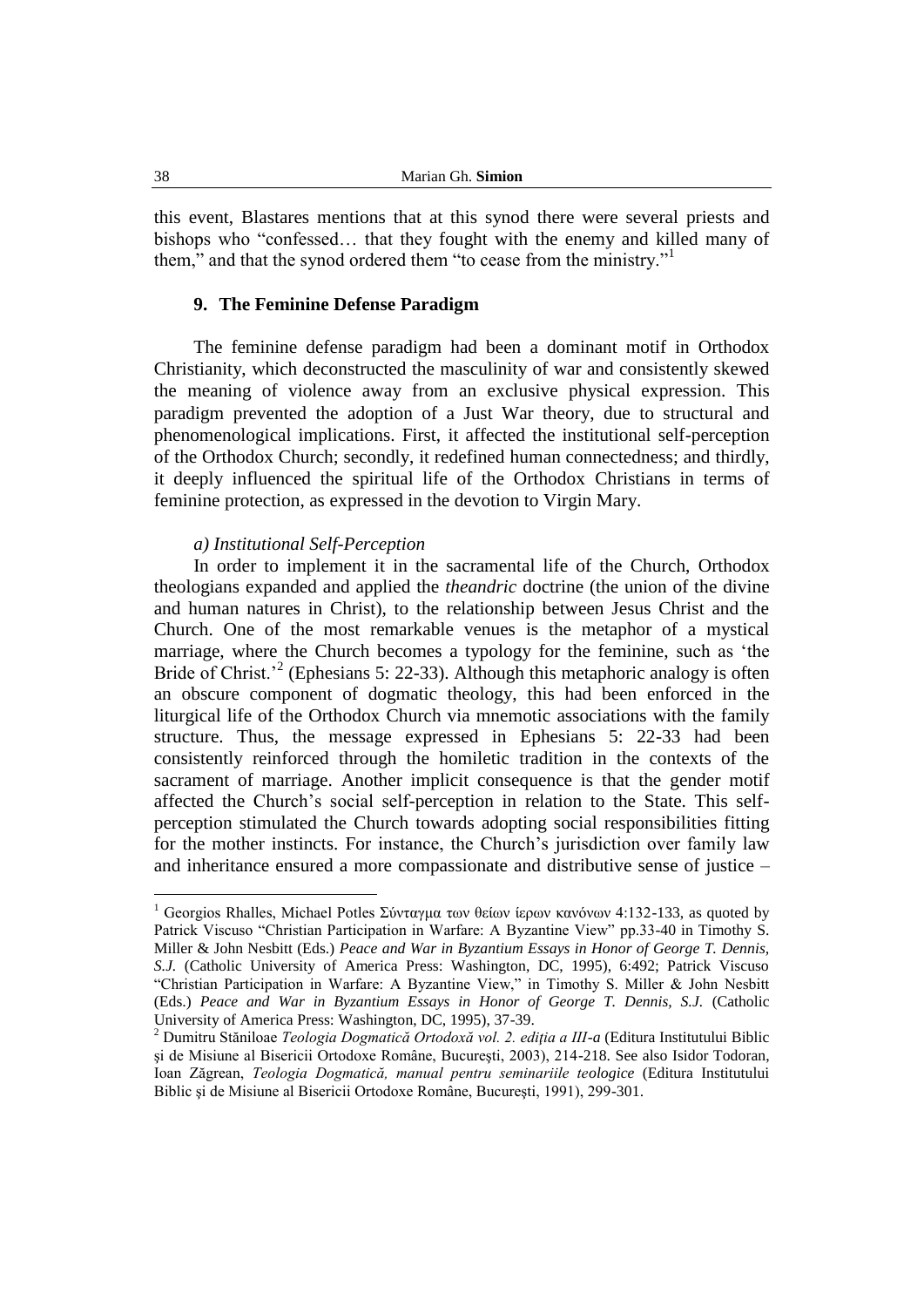this event, Blastares mentions that at this synod there were several priests and bishops who "confessed… that they fought with the enemy and killed many of them," and that the synod ordered them "to cease from the ministry."[1]

## 9. The Feminine Defense Paradigm

The feminine defense paradigm had been a dominant motif in Orthodox Christianity, which deconstructed the masculinity of war and consistently skewed the meaning of violence away from an exclusive physical expression. This paradigm prevented the adoption of a Just War theory, due to structural and phenomenological implications. First, it affected the institutional self-perception of the Orthodox Church; secondly, it redefined human connectedness; and thirdly, it deeply influenced the spiritual life of the Orthodox Christians in terms of feminine protection, as expressed in the devotion to Virgin Mary.

### *a) Institutional Self-Perception*

In order to implement it in the sacramental life of the Church, Orthodox theologians expanded and applied the *theandric* doctrine (the union of the divine and human natures in Christ), to the relationship between Jesus Christ and the Church. One of the most remarkable venues is the metaphor of a mystical marriage, where the Church becomes a typology for the feminine, such as 'the Bride of Christ.'[2] (Ephesians 5: 22-33). Although this metaphoric analogy is often an obscure component of dogmatic theology, this had been enforced in the liturgical life of the Orthodox Church via mnemotic associations with the family structure. Thus, the message expressed in Ephesians 5: 22-33 had been consistently reinforced through the homiletic tradition in the contexts of the sacrament of marriage. Another implicit consequence is that the gender motif affected the Church's social self-perception in relation to the State. This self-perception stimulated the Church towards adopting social responsibilities fitting for the mother instincts. For instance, the Church's jurisdiction over family law and inheritance ensured a more compassionate and distributive sense of justice –

---

[1] Georgios Rhalles, Michael Potles Σύνταγμα των θείων ίερων κανόνων 4:132-133, as quoted by Patrick Viscuso "Christian Participation in Warfare: A Byzantine View" pp.33-40 in Timothy S. Miller & John Nesbitt (Eds.) *Peace and War in Byzantium Essays in Honor of George T. Dennis, S.J.* (Catholic University of America Press: Washington, DC, 1995), 6:492; Patrick Viscuso "Christian Participation in Warfare: A Byzantine View," in Timothy S. Miller & John Nesbitt (Eds.) *Peace and War in Byzantium Essays in Honor of George T. Dennis, S.J.* (Catholic University of America Press: Washington, DC, 1995), 37-39.

[2] Dumitru Stăniloae *Teologia Dogmatică Ortodoxă vol. 2. ediţia a III-a* (Editura Institutului Biblic şi de Misiune al Bisericii Ortodoxe Române, Bucureşti, 2003), 214-218. See also Isidor Todoran, Ioan Zăgrean, *Teologia Dogmatică, manual pentru seminariile teologice* (Editura Institutului Biblic şi de Misiune al Bisericii Ortodoxe Române, Bucureşti, 1991), 299-301.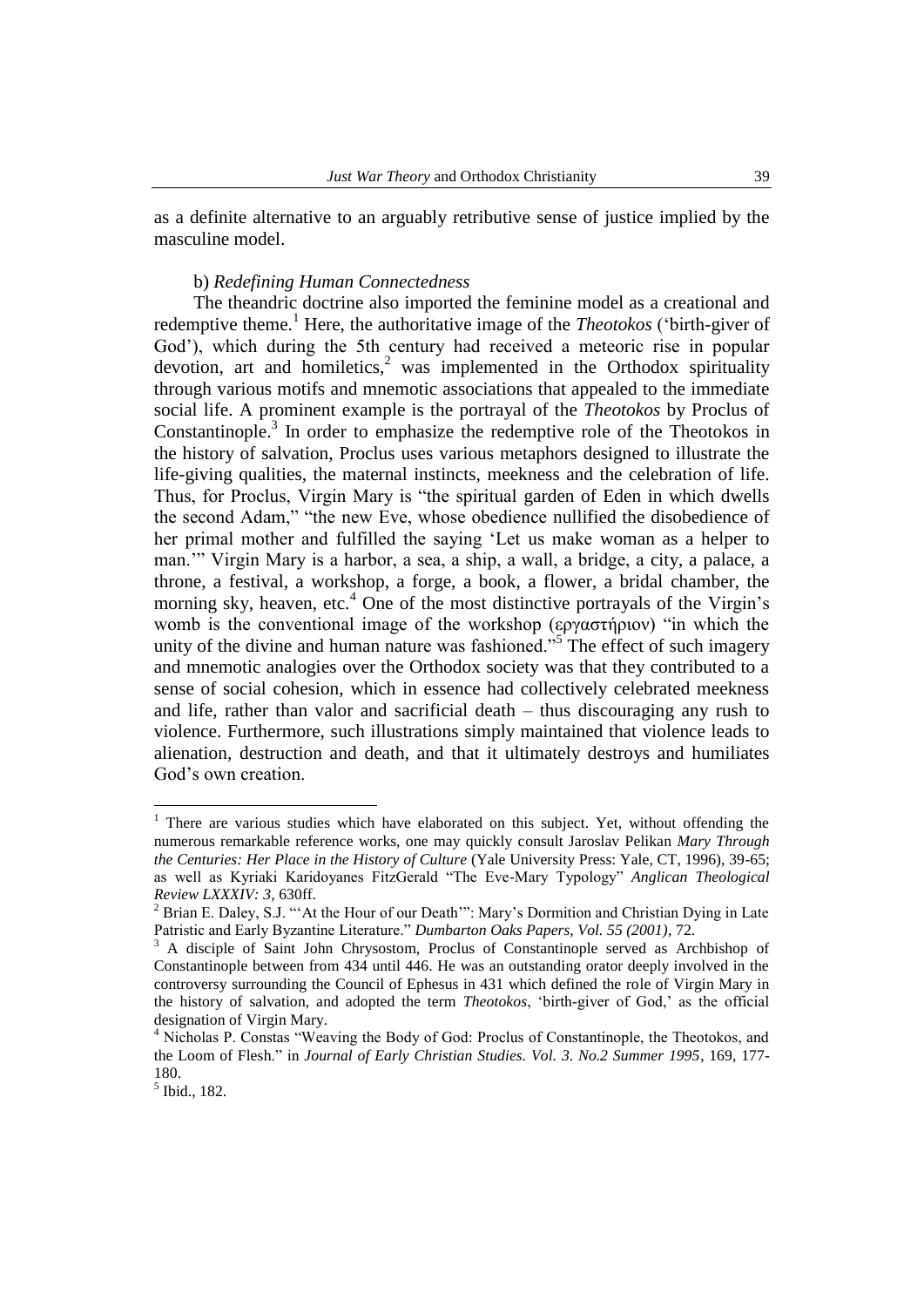as a definite alternative to an arguably retributive sense of justice implied by the masculine model.

b) *Redefining Human Connectedness*

The theandric doctrine also imported the feminine model as a creational and redemptive theme.[1] Here, the authoritative image of the *Theotokos* ('birth-giver of God'), which during the 5th century had received a meteoric rise in popular devotion, art and homiletics,[2] was implemented in the Orthodox spirituality through various motifs and mnemotic associations that appealed to the immediate social life. A prominent example is the portrayal of the *Theotokos* by Proclus of Constantinople.[3] In order to emphasize the redemptive role of the Theotokos in the history of salvation, Proclus uses various metaphors designed to illustrate the life-giving qualities, the maternal instincts, meekness and the celebration of life. Thus, for Proclus, Virgin Mary is "the spiritual garden of Eden in which dwells the second Adam," "the new Eve, whose obedience nullified the disobedience of her primal mother and fulfilled the saying 'Let us make woman as a helper to man.'" Virgin Mary is a harbor, a sea, a ship, a wall, a bridge, a city, a palace, a throne, a festival, a workshop, a forge, a book, a flower, a bridal chamber, the morning sky, heaven, etc.[4] One of the most distinctive portrayals of the Virgin's womb is the conventional image of the workshop (εργαστήριον) "in which the unity of the divine and human nature was fashioned."[5] The effect of such imagery and mnemotic analogies over the Orthodox society was that they contributed to a sense of social cohesion, which in essence had collectively celebrated meekness and life, rather than valor and sacrificial death – thus discouraging any rush to violence. Furthermore, such illustrations simply maintained that violence leads to alienation, destruction and death, and that it ultimately destroys and humiliates God's own creation.

---

[1] There are various studies which have elaborated on this subject. Yet, without offending the numerous remarkable reference works, one may quickly consult Jaroslav Pelikan *Mary Through the Centuries: Her Place in the History of Culture* (Yale University Press: Yale, CT, 1996), 39-65; as well as Kyriaki Karidoyanes FitzGerald "The Eve-Mary Typology" *Anglican Theological Review LXXXIV: 3,* 630ff.

[2] Brian E. Daley, S.J. "'At the Hour of our Death'": Mary's Dormition and Christian Dying in Late Patristic and Early Byzantine Literature." *Dumbarton Oaks Papers, Vol. 55 (2001)*, 72.

[3] A disciple of Saint John Chrysostom, Proclus of Constantinople served as Archbishop of Constantinople between from 434 until 446. He was an outstanding orator deeply involved in the controversy surrounding the Council of Ephesus in 431 which defined the role of Virgin Mary in the history of salvation, and adopted the term *Theotokos*, 'birth-giver of God,' as the official designation of Virgin Mary.

[4] Nicholas P. Constas "Weaving the Body of God: Proclus of Constantinople, the Theotokos, and the Loom of Flesh." in *Journal of Early Christian Studies. Vol. 3. No.2 Summer 1995*, 169, 177-180.

[5] Ibid., 182.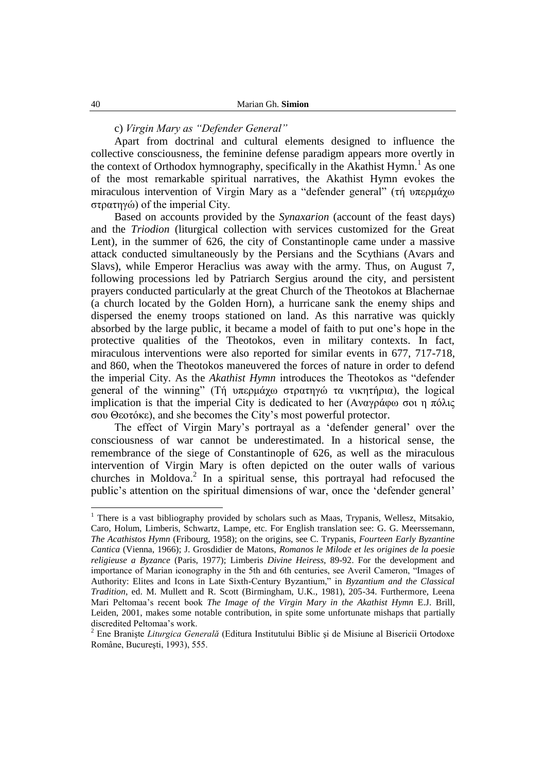c) *Virgin Mary as "Defender General"*

Apart from doctrinal and cultural elements designed to influence the collective consciousness, the feminine defense paradigm appears more overtly in the context of Orthodox hymnography, specifically in the Akathist Hymn.[1] As one of the most remarkable spiritual narratives, the Akathist Hymn evokes the miraculous intervention of Virgin Mary as a "defender general" (τή υπερμάχω στρατηγώ) of the imperial City.

Based on accounts provided by the *Synaxarion* (account of the feast days) and the *Triodion* (liturgical collection with services customized for the Great Lent), in the summer of 626, the city of Constantinople came under a massive attack conducted simultaneously by the Persians and the Scythians (Avars and Slavs), while Emperor Heraclius was away with the army. Thus, on August 7, following processions led by Patriarch Sergius around the city, and persistent prayers conducted particularly at the great Church of the Theotokos at Blachernae (a church located by the Golden Horn), a hurricane sank the enemy ships and dispersed the enemy troops stationed on land. As this narrative was quickly absorbed by the large public, it became a model of faith to put one's hope in the protective qualities of the Theotokos, even in military contexts. In fact, miraculous interventions were also reported for similar events in 677, 717-718, and 860, when the Theotokos maneuvered the forces of nature in order to defend the imperial City. As the *Akathist Hymn* introduces the Theotokos as "defender general of the winning" (Τή υπερμάχω στρατηγώ τα νικητήρια), the logical implication is that the imperial City is dedicated to her (Αναγράφω σοι η πόλις σου Θεοτόκε), and she becomes the City's most powerful protector.

The effect of Virgin Mary's portrayal as a 'defender general' over the consciousness of war cannot be underestimated. In a historical sense, the remembrance of the siege of Constantinople of 626, as well as the miraculous intervention of Virgin Mary is often depicted on the outer walls of various churches in Moldova.[2] In a spiritual sense, this portrayal had refocused the public's attention on the spiritual dimensions of war, once the 'defender general'

---

[1] There is a vast bibliography provided by scholars such as Maas, Trypanis, Wellesz, Mitsakio, Caro, Holum, Limberis, Schwartz, Lampe, etc. For English translation see: G. G. Meerssemann, *The Acathistos Hymn* (Fribourg, 1958); on the origins, see C. Trypanis, *Fourteen Early Byzantine Cantica* (Vienna, 1966); J. Grosdidier de Matons, *Romanos le Milode et les origines de la poesie religieuse a Byzance* (Paris, 1977); Limberis *Divine Heiress*, 89-92. For the development and importance of Marian iconography in the 5th and 6th centuries, see Averil Cameron, "Images of Authority: Elites and Icons in Late Sixth-Century Byzantium," in *Byzantium and the Classical Tradition*, ed. M. Mullett and R. Scott (Birmingham, U.K., 1981), 205-34. Furthermore, Leena Mari Peltomaa's recent book *The Image of the Virgin Mary in the Akathist Hymn* E.J. Brill, Leiden, 2001, makes some notable contribution, in spite some unfortunate mishaps that partially discredited Peltomaa's work.

[2] Ene Branişte *Liturgica Generală* (Editura Institutului Biblic şi de Misiune al Bisericii Ortodoxe Române, Bucureşti, 1993), 555.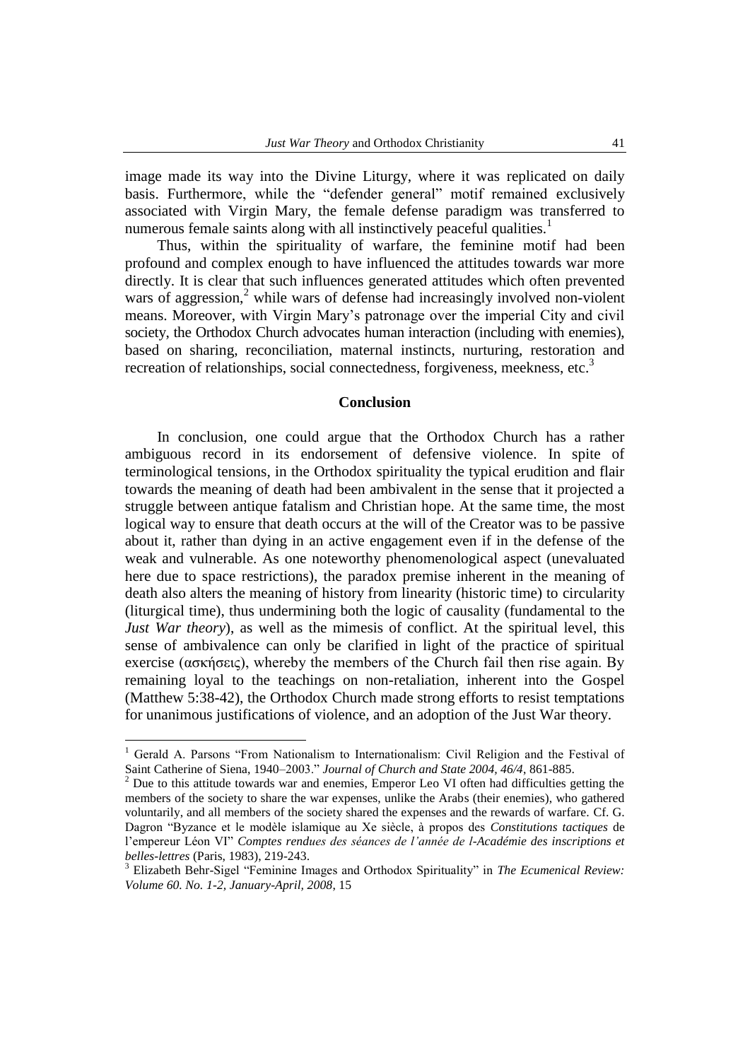image made its way into the Divine Liturgy, where it was replicated on daily basis. Furthermore, while the "defender general" motif remained exclusively associated with Virgin Mary, the female defense paradigm was transferred to numerous female saints along with all instinctively peaceful qualities.[1]

Thus, within the spirituality of warfare, the feminine motif had been profound and complex enough to have influenced the attitudes towards war more directly. It is clear that such influences generated attitudes which often prevented wars of aggression,[2] while wars of defense had increasingly involved non-violent means. Moreover, with Virgin Mary's patronage over the imperial City and civil society, the Orthodox Church advocates human interaction (including with enemies), based on sharing, reconciliation, maternal instincts, nurturing, restoration and recreation of relationships, social connectedness, forgiveness, meekness, etc.[3]

## Conclusion

In conclusion, one could argue that the Orthodox Church has a rather ambiguous record in its endorsement of defensive violence. In spite of terminological tensions, in the Orthodox spirituality the typical erudition and flair towards the meaning of death had been ambivalent in the sense that it projected a struggle between antique fatalism and Christian hope. At the same time, the most logical way to ensure that death occurs at the will of the Creator was to be passive about it, rather than dying in an active engagement even if in the defense of the weak and vulnerable. As one noteworthy phenomenological aspect (unevaluated here due to space restrictions), the paradox premise inherent in the meaning of death also alters the meaning of history from linearity (historic time) to circularity (liturgical time), thus undermining both the logic of causality (fundamental to the *Just War theory*), as well as the mimesis of conflict. At the spiritual level, this sense of ambivalence can only be clarified in light of the practice of spiritual exercise (ασκήσεις), whereby the members of the Church fail then rise again. By remaining loyal to the teachings on non-retaliation, inherent into the Gospel (Matthew 5:38-42), the Orthodox Church made strong efforts to resist temptations for unanimous justifications of violence, and an adoption of the Just War theory.

---

[1] Gerald A. Parsons "From Nationalism to Internationalism: Civil Religion and the Festival of Saint Catherine of Siena, 1940–2003." *Journal of Church and State 2004, 46/4*, 861-885.

[2] Due to this attitude towards war and enemies, Emperor Leo VI often had difficulties getting the members of the society to share the war expenses, unlike the Arabs (their enemies), who gathered voluntarily, and all members of the society shared the expenses and the rewards of warfare. Cf. G. Dagron "Byzance et le modèle islamique au Xe siècle, à propos des *Constitutions tactiques* de l'empereur Léon VI" *Comptes rendues des séances de l'année de l-Académie des inscriptions et belles-lettres* (Paris, 1983), 219-243.

[3] Elizabeth Behr-Sigel "Feminine Images and Orthodox Spirituality" in *The Ecumenical Review: Volume 60. No. 1-2, January-April, 2008*, 15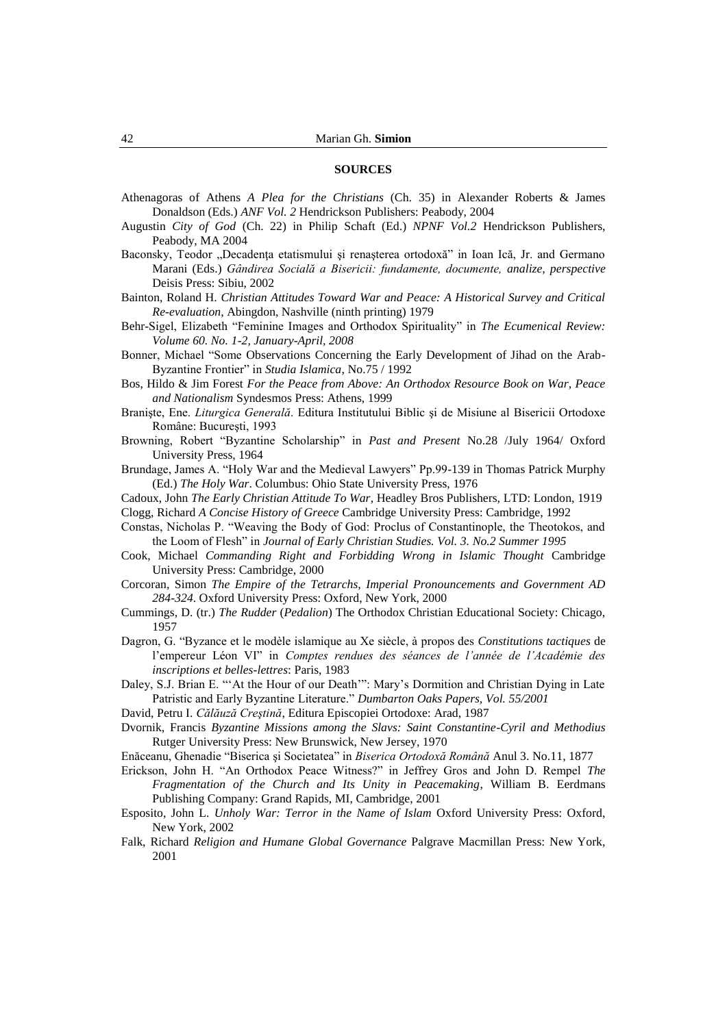**SOURCES**

Athenagoras of Athens *A Plea for the Christians* (Ch. 35) in Alexander Roberts & James Donaldson (Eds.) *ANF Vol. 2* Hendrickson Publishers: Peabody, 2004

Augustin *City of God* (Ch. 22) in Philip Schaft (Ed.) *NPNF Vol.2* Hendrickson Publishers, Peabody, MA 2004

Baconsky, Teodor „Decadenţa etatismului şi renaşterea ortodoxă" in Ioan Ică, Jr. and Germano Marani (Eds.) *Gândirea Socială a Bisericii: fundamente, documente, analize, perspective* Deisis Press: Sibiu, 2002

Bainton, Roland H. *Christian Attitudes Toward War and Peace: A Historical Survey and Critical Re-evaluation*, Abingdon, Nashville (ninth printing) 1979

Behr-Sigel, Elizabeth "Feminine Images and Orthodox Spirituality" in *The Ecumenical Review: Volume 60. No. 1-2, January-April, 2008*

Bonner, Michael "Some Observations Concerning the Early Development of Jihad on the Arab-Byzantine Frontier" in *Studia Islamica*, No.75 / 1992

Bos, Hildo & Jim Forest *For the Peace from Above: An Orthodox Resource Book on War, Peace and Nationalism* Syndesmos Press: Athens, 1999

Branişte, Ene. *Liturgica Generală*. Editura Institutului Biblic şi de Misiune al Bisericii Ortodoxe Române: Bucureşti, 1993

Browning, Robert "Byzantine Scholarship" in *Past and Present* No.28 /July 1964/ Oxford University Press, 1964

Brundage, James A. "Holy War and the Medieval Lawyers" Pp.99-139 in Thomas Patrick Murphy (Ed.) *The Holy War*. Columbus: Ohio State University Press, 1976

Cadoux, John *The Early Christian Attitude To War*, Headley Bros Publishers, LTD: London, 1919

Clogg, Richard *A Concise History of Greece* Cambridge University Press: Cambridge, 1992

Constas, Nicholas P. "Weaving the Body of God: Proclus of Constantinople, the Theotokos, and the Loom of Flesh" in *Journal of Early Christian Studies. Vol. 3. No.2 Summer 1995*

Cook, Michael *Commanding Right and Forbidding Wrong in Islamic Thought* Cambridge University Press: Cambridge, 2000

Corcoran, Simon *The Empire of the Tetrarchs, Imperial Pronouncements and Government AD 284-324*. Oxford University Press: Oxford, New York, 2000

Cummings, D. (tr.) *The Rudder* (*Pedalion*) The Orthodox Christian Educational Society: Chicago, 1957

Dagron, G. "Byzance et le modèle islamique au Xe siècle, à propos des *Constitutions tactiques* de l'empereur Léon VI" in *Comptes rendues des séances de l'année de l'Académie des inscriptions et belles-lettres*: Paris, 1983

Daley, S.J. Brian E. "'At the Hour of our Death'": Mary's Dormition and Christian Dying in Late Patristic and Early Byzantine Literature." *Dumbarton Oaks Papers, Vol. 55/2001*

David, Petru I. *Călăuză Creştină*, Editura Episcopiei Ortodoxe: Arad, 1987

Dvornik, Francis *Byzantine Missions among the Slavs: Saint Constantine-Cyril and Methodius* Rutger University Press: New Brunswick, New Jersey, 1970

Enăceanu, Ghenadie "Biserica şi Societatea" in *Biserica Ortodoxă Română* Anul 3. No.11, 1877

Erickson, John H. "An Orthodox Peace Witness?" in Jeffrey Gros and John D. Rempel *The Fragmentation of the Church and Its Unity in Peacemaking*, William B. Eerdmans Publishing Company: Grand Rapids, MI, Cambridge, 2001

Esposito, John L. *Unholy War: Terror in the Name of Islam* Oxford University Press: Oxford, New York, 2002

Falk, Richard *Religion and Humane Global Governance* Palgrave Macmillan Press: New York, 2001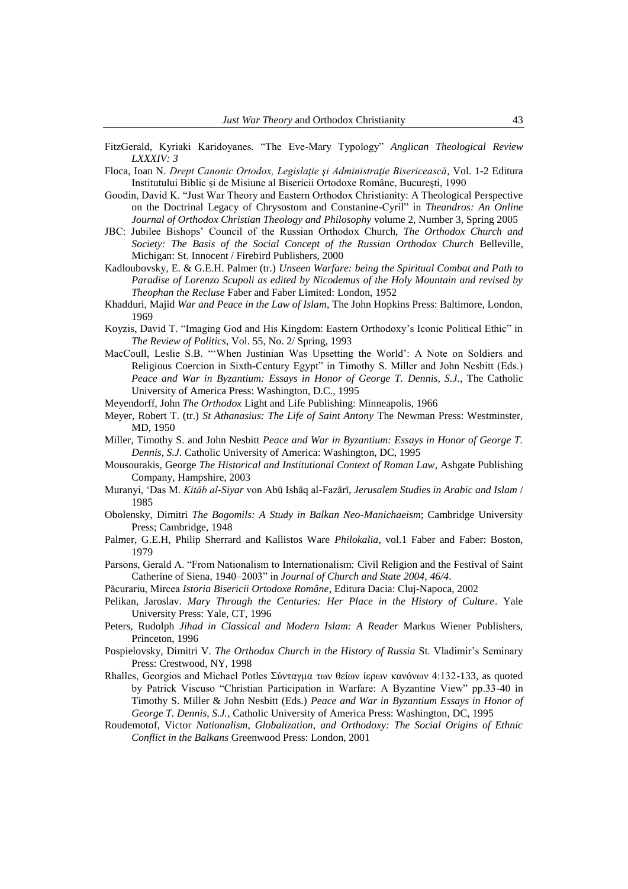FitzGerald, Kyriaki Karidoyanes. "The Eve-Mary Typology" *Anglican Theological Review LXXXIV: 3*

Floca, Ioan N. *Drept Canonic Ortodox, Legislaţie şi Administraţie Bisericească*, Vol. 1-2 Editura Institutului Biblic şi de Misiune al Bisericii Ortodoxe Române, Bucureşti, 1990

Goodin, David K. "Just War Theory and Eastern Orthodox Christianity: A Theological Perspective on the Doctrinal Legacy of Chrysostom and Constanine-Cyril" in *Theandros: An Online Journal of Orthodox Christian Theology and Philosophy* volume 2, Number 3, Spring 2005

JBC: Jubilee Bishops' Council of the Russian Orthodox Church, *The Orthodox Church and Society: The Basis of the Social Concept of the Russian Orthodox Church* Belleville, Michigan: St. Innocent / Firebird Publishers, 2000

Kadloubovsky, E. & G.E.H. Palmer (tr.) *Unseen Warfare: being the Spiritual Combat and Path to Paradise of Lorenzo Scupoli as edited by Nicodemus of the Holy Mountain and revised by Theophan the Recluse* Faber and Faber Limited: London, 1952

Khadduri, Majid *War and Peace in the Law of Islam*, The John Hopkins Press: Baltimore, London, 1969

Koyzis, David T. "Imaging God and His Kingdom: Eastern Orthodoxy's Iconic Political Ethic" in *The Review of Politics*, Vol. 55, No. 2/ Spring, 1993

MacCoull, Leslie S.B. "'When Justinian Was Upsetting the World': A Note on Soldiers and Religious Coercion in Sixth-Century Egypt" in Timothy S. Miller and John Nesbitt (Eds.) *Peace and War in Byzantium: Essays in Honor of George T. Dennis, S.J.*, The Catholic University of America Press: Washington, D.C., 1995

Meyendorff, John *The Orthodox* Light and Life Publishing: Minneapolis, 1966

Meyer, Robert T. (tr.) *St Athanasius: The Life of Saint Antony* The Newman Press: Westminster, MD, 1950

Miller, Timothy S. and John Nesbitt *Peace and War in Byzantium: Essays in Honor of George T. Dennis, S.J.* Catholic University of America: Washington, DC, 1995

Mousourakis, George *The Historical and Institutional Context of Roman Law*, Ashgate Publishing Company, Hampshire, 2003

Muranyi, 'Das M. *Kitāb al-Siyar* von Abū Ishāq al-Fazārī, *Jerusalem Studies in Arabic and Islam* / 1985

Obolensky, Dimitri *The Bogomils: A Study in Balkan Neo-Manichaeism*; Cambridge University Press; Cambridge, 1948

Palmer, G.E.H, Philip Sherrard and Kallistos Ware *Philokalia*, vol.1 Faber and Faber: Boston, 1979

Parsons, Gerald A. "From Nationalism to Internationalism: Civil Religion and the Festival of Saint Catherine of Siena, 1940–2003" in *Journal of Church and State 2004, 46/4*.

Păcurariu, Mircea *Istoria Bisericii Ortodoxe Române*, Editura Dacia: Cluj-Napoca, 2002

Pelikan, Jaroslav. *Mary Through the Centuries: Her Place in the History of Culture*. Yale University Press: Yale, CT, 1996

Peters, Rudolph *Jihad in Classical and Modern Islam: A Reader* Markus Wiener Publishers, Princeton, 1996

Pospielovsky, Dimitri V. *The Orthodox Church in the History of Russia* St. Vladimir's Seminary Press: Crestwood, NY, 1998

Rhalles, Georgios and Michael Potles Σύνταγμα των θείων ίερων κανόνων 4:132-133, as quoted by Patrick Viscuso "Christian Participation in Warfare: A Byzantine View" pp.33-40 in Timothy S. Miller & John Nesbitt (Eds.) *Peace and War in Byzantium Essays in Honor of George T. Dennis, S.J.*, Catholic University of America Press: Washington, DC, 1995

Roudemotof, Victor *Nationalism, Globalization, and Orthodoxy: The Social Origins of Ethnic Conflict in the Balkans* Greenwood Press: London, 2001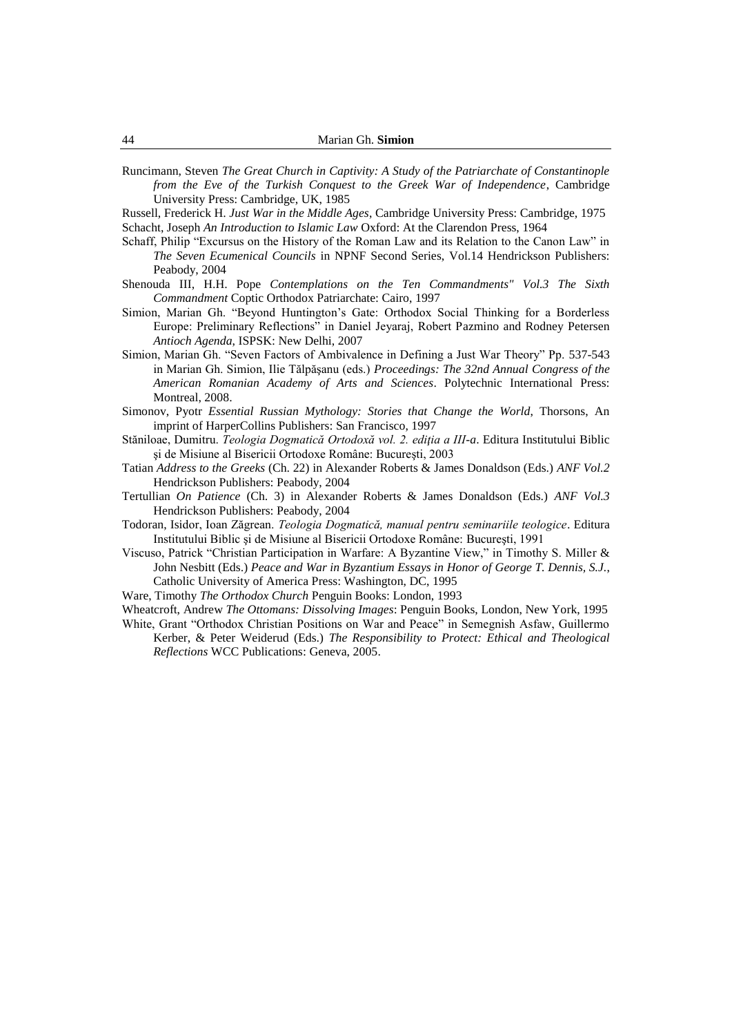Runcimann, Steven *The Great Church in Captivity: A Study of the Patriarchate of Constantinople from the Eve of the Turkish Conquest to the Greek War of Independence*, Cambridge University Press: Cambridge, UK, 1985

Russell, Frederick H. *Just War in the Middle Ages*, Cambridge University Press: Cambridge, 1975

Schacht, Joseph *An Introduction to Islamic Law* Oxford: At the Clarendon Press, 1964

Schaff, Philip "Excursus on the History of the Roman Law and its Relation to the Canon Law" in *The Seven Ecumenical Councils* in NPNF Second Series, Vol.14 Hendrickson Publishers: Peabody, 2004

Shenouda III, H.H. Pope *Contemplations on the Ten Commandments" Vol.3 The Sixth Commandment* Coptic Orthodox Patriarchate: Cairo, 1997

Simion, Marian Gh. "Beyond Huntington's Gate: Orthodox Social Thinking for a Borderless Europe: Preliminary Reflections" in Daniel Jeyaraj, Robert Pazmino and Rodney Petersen *Antioch Agenda*, ISPSK: New Delhi, 2007

Simion, Marian Gh. "Seven Factors of Ambivalence in Defining a Just War Theory" Pp. 537-543 in Marian Gh. Simion, Ilie Tălpăşanu (eds.) *Proceedings: The 32nd Annual Congress of the American Romanian Academy of Arts and Sciences*. Polytechnic International Press: Montreal, 2008.

Simonov, Pyotr *Essential Russian Mythology: Stories that Change the World*, Thorsons, An imprint of HarperCollins Publishers: San Francisco, 1997

Stăniloae, Dumitru. *Teologia Dogmatică Ortodoxă vol. 2. ediţia a III-a*. Editura Institutului Biblic şi de Misiune al Bisericii Ortodoxe Române: Bucureşti, 2003

Tatian *Address to the Greeks* (Ch. 22) in Alexander Roberts & James Donaldson (Eds.) *ANF Vol.2* Hendrickson Publishers: Peabody, 2004

Tertullian *On Patience* (Ch. 3) in Alexander Roberts & James Donaldson (Eds.) *ANF Vol.3* Hendrickson Publishers: Peabody, 2004

Todoran, Isidor, Ioan Zăgrean. *Teologia Dogmatică, manual pentru seminariile teologice*. Editura Institutului Biblic şi de Misiune al Bisericii Ortodoxe Române: Bucureşti, 1991

Viscuso, Patrick "Christian Participation in Warfare: A Byzantine View," in Timothy S. Miller & John Nesbitt (Eds.) *Peace and War in Byzantium Essays in Honor of George T. Dennis, S.J.*, Catholic University of America Press: Washington, DC, 1995

Ware, Timothy *The Orthodox Church* Penguin Books: London, 1993

Wheatcroft, Andrew *The Ottomans: Dissolving Images*: Penguin Books, London, New York, 1995

White, Grant "Orthodox Christian Positions on War and Peace" in Semegnish Asfaw, Guillermo Kerber, & Peter Weiderud (Eds.) *The Responsibility to Protect: Ethical and Theological Reflections* WCC Publications: Geneva, 2005.